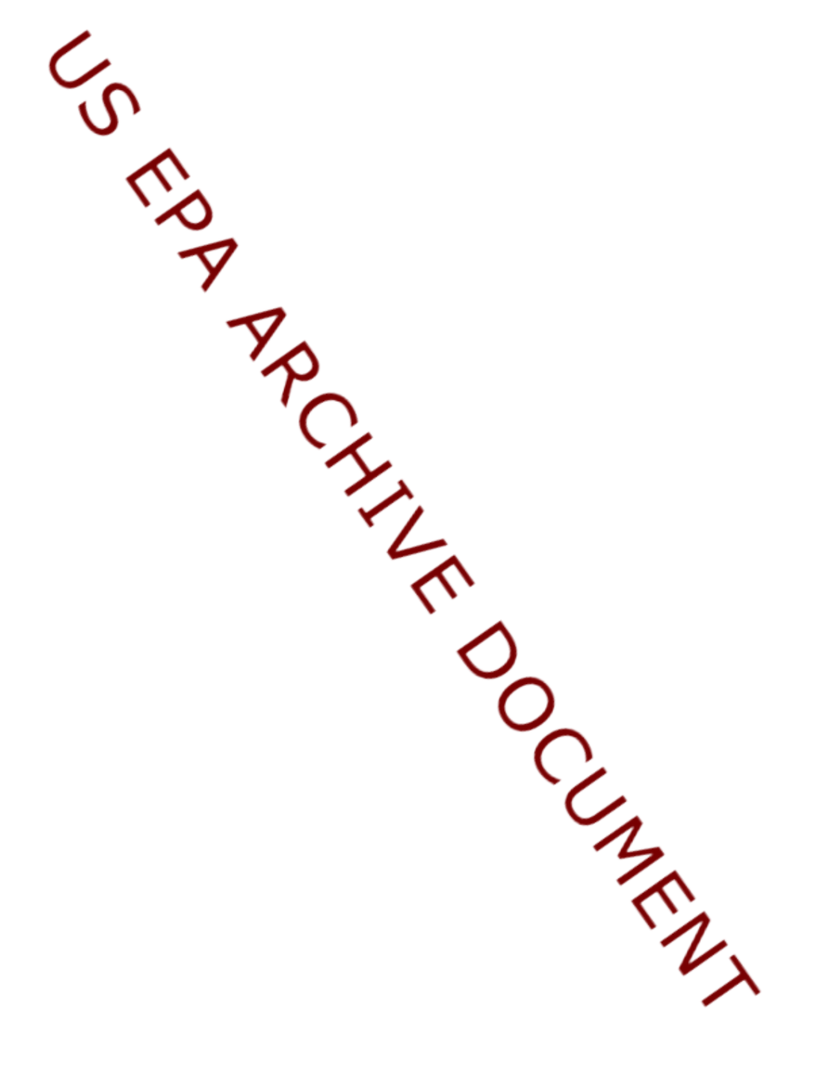US EPA ARCHIVE DOCUMENT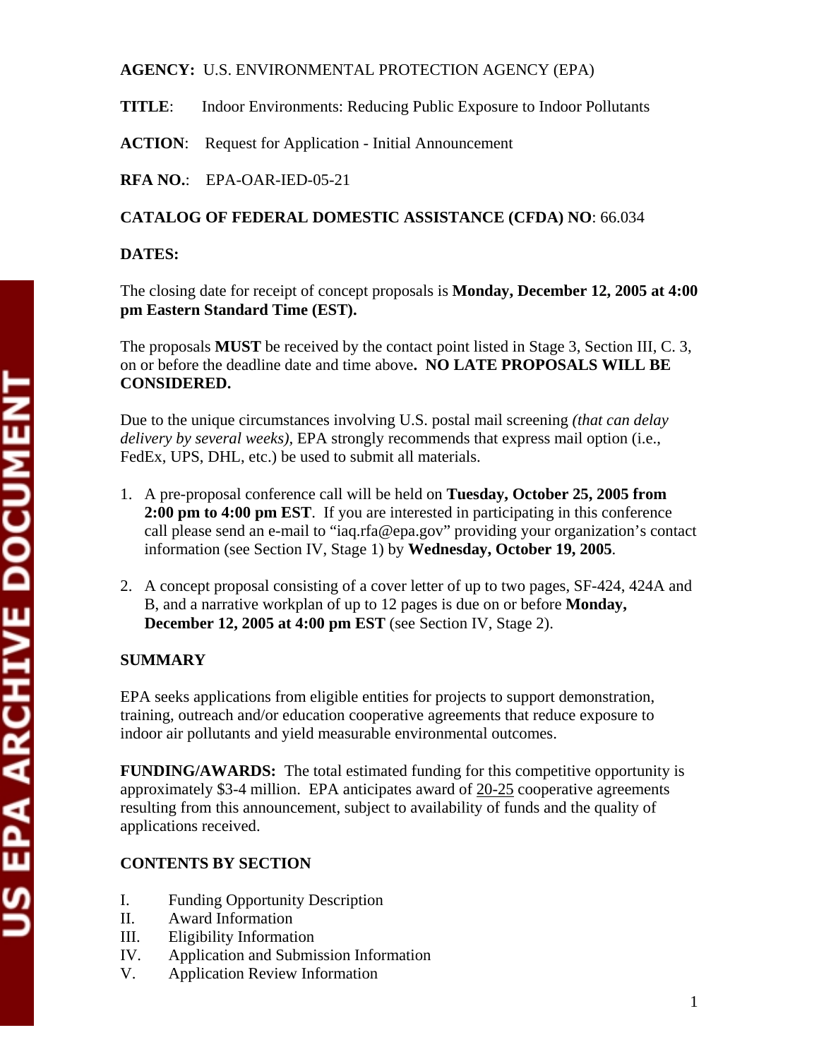**AGENCY:** U.S. ENVIRONMENTAL PROTECTION AGENCY (EPA)

**TITLE**: Indoor Environments: Reducing Public Exposure to Indoor Pollutants

**ACTION**: Request for Application - Initial Announcement

**RFA NO.**: EPA-OAR-IED-05-21

**CATALOG OF FEDERAL DOMESTIC ASSISTANCE (CFDA) NO**: 66.034

**DATES:**

The closing date for receipt of concept proposals is **Monday, December 12, 2005 at 4:00 pm Eastern Standard Time (EST).**

The proposals **MUST** be received by the contact point listed in Stage 3, Section III, C. 3, on or before the deadline date and time above**. NO LATE PROPOSALS WILL BE CONSIDERED.**

Due to the unique circumstances involving U.S. postal mail screening *(that can delay delivery by several weeks)*, EPA strongly recommends that express mail option (i.e., FedEx, UPS, DHL, etc.) be used to submit all materials.

1. A pre-proposal conference call will be held on **Tuesday, October 25, 2005 from 2:00 pm to 4:00 pm EST**. If you are interested in participating in this conference call please send an e-mail to "iaq.rfa@epa.gov" providing your organization's contact information (see Section IV, Stage 1) by **Wednesday, October 19, 2005**.

2. A concept proposal consisting of a cover letter of up to two pages, SF-424, 424A and B, and a narrative workplan of up to 12 pages is due on or before **Monday, December 12, 2005 at 4:00 pm EST** (see Section IV, Stage 2).

**SUMMARY**

EPA seeks applications from eligible entities for projects to support demonstration, training, outreach and/or education cooperative agreements that reduce exposure to indoor air pollutants and yield measurable environmental outcomes.

**FUNDING/AWARDS:** The total estimated funding for this competitive opportunity is approximately $3-4 million. EPA anticipates award of 20-25 cooperative agreements resulting from this announcement, subject to availability of funds and the quality of applications received.

**CONTENTS BY SECTION**

I. Funding Opportunity Description
II. Award Information
III. Eligibility Information
IV. Application and Submission Information
V. Application Review Information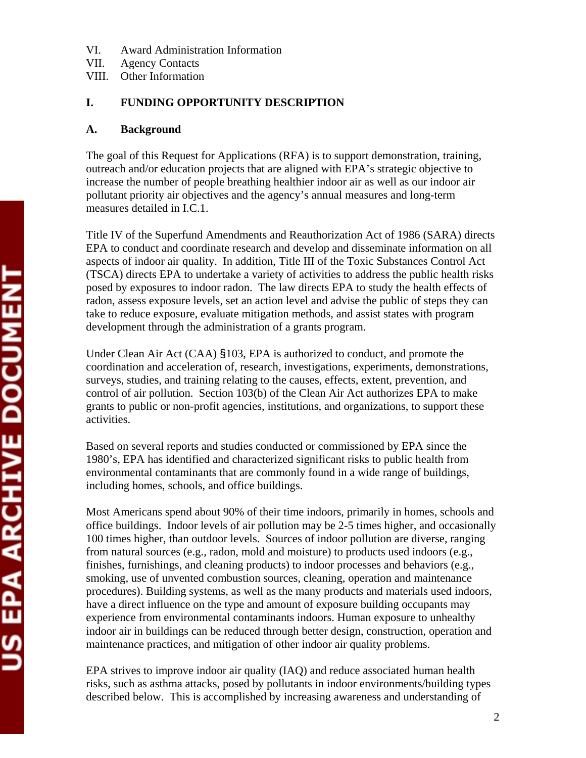VI. Award Administration Information
VII. Agency Contacts
VIII. Other Information

## I. FUNDING OPPORTUNITY DESCRIPTION

### A. Background

The goal of this Request for Applications (RFA) is to support demonstration, training, outreach and/or education projects that are aligned with EPA's strategic objective to increase the number of people breathing healthier indoor air as well as our indoor air pollutant priority air objectives and the agency's annual measures and long-term measures detailed in I.C.1.

Title IV of the Superfund Amendments and Reauthorization Act of 1986 (SARA) directs EPA to conduct and coordinate research and develop and disseminate information on all aspects of indoor air quality. In addition, Title III of the Toxic Substances Control Act (TSCA) directs EPA to undertake a variety of activities to address the public health risks posed by exposures to indoor radon. The law directs EPA to study the health effects of radon, assess exposure levels, set an action level and advise the public of steps they can take to reduce exposure, evaluate mitigation methods, and assist states with program development through the administration of a grants program.

Under Clean Air Act (CAA) §103, EPA is authorized to conduct, and promote the coordination and acceleration of, research, investigations, experiments, demonstrations, surveys, studies, and training relating to the causes, effects, extent, prevention, and control of air pollution. Section 103(b) of the Clean Air Act authorizes EPA to make grants to public or non-profit agencies, institutions, and organizations, to support these activities.

Based on several reports and studies conducted or commissioned by EPA since the 1980's, EPA has identified and characterized significant risks to public health from environmental contaminants that are commonly found in a wide range of buildings, including homes, schools, and office buildings.

Most Americans spend about 90% of their time indoors, primarily in homes, schools and office buildings. Indoor levels of air pollution may be 2-5 times higher, and occasionally 100 times higher, than outdoor levels. Sources of indoor pollution are diverse, ranging from natural sources (e.g., radon, mold and moisture) to products used indoors (e.g., finishes, furnishings, and cleaning products) to indoor processes and behaviors (e.g., smoking, use of unvented combustion sources, cleaning, operation and maintenance procedures). Building systems, as well as the many products and materials used indoors, have a direct influence on the type and amount of exposure building occupants may experience from environmental contaminants indoors. Human exposure to unhealthy indoor air in buildings can be reduced through better design, construction, operation and maintenance practices, and mitigation of other indoor air quality problems.

EPA strives to improve indoor air quality (IAQ) and reduce associated human health risks, such as asthma attacks, posed by pollutants in indoor environments/building types described below. This is accomplished by increasing awareness and understanding of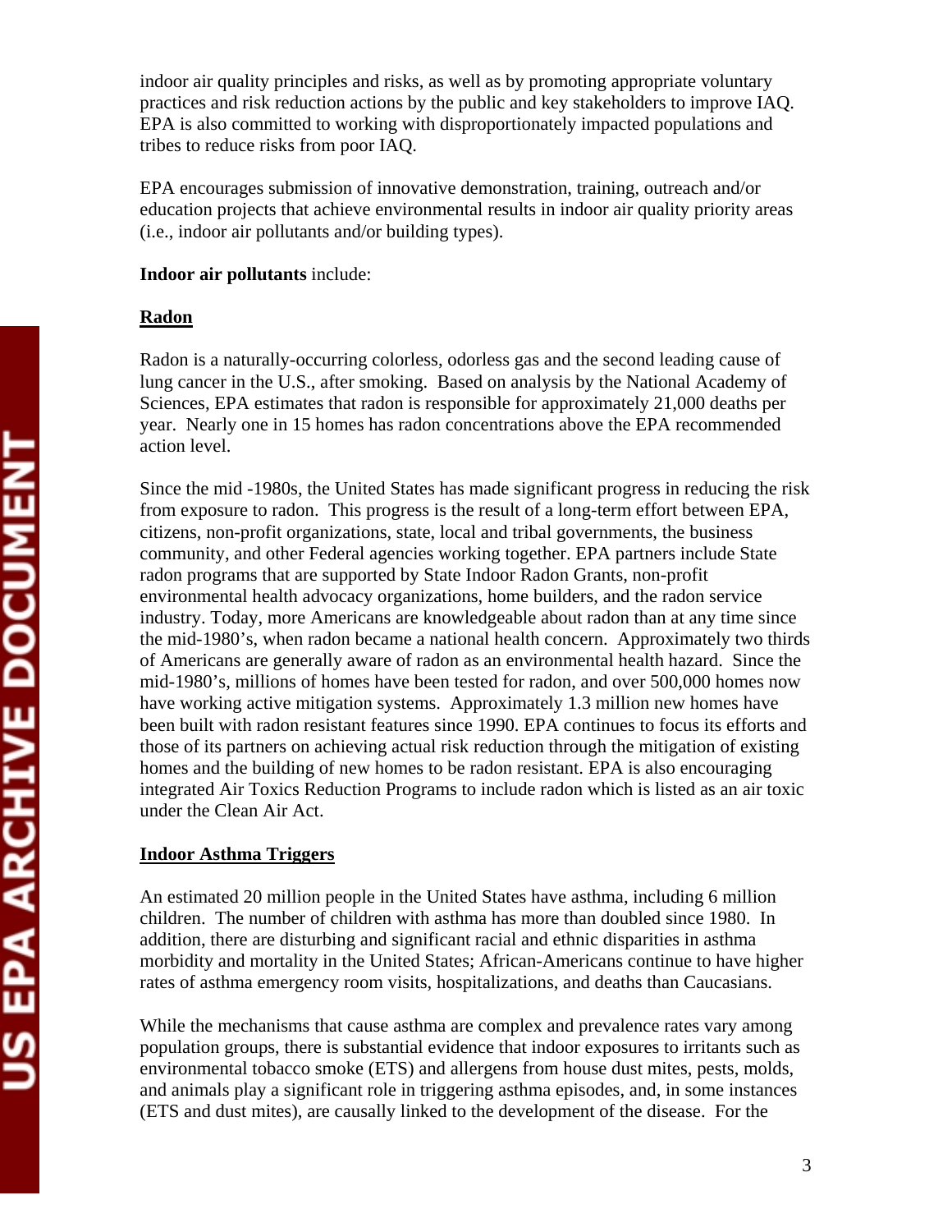indoor air quality principles and risks, as well as by promoting appropriate voluntary practices and risk reduction actions by the public and key stakeholders to improve IAQ. EPA is also committed to working with disproportionately impacted populations and tribes to reduce risks from poor IAQ.

EPA encourages submission of innovative demonstration, training, outreach and/or education projects that achieve environmental results in indoor air quality priority areas (i.e., indoor air pollutants and/or building types).

**Indoor air pollutants** include:

**Radon**

Radon is a naturally-occurring colorless, odorless gas and the second leading cause of lung cancer in the U.S., after smoking. Based on analysis by the National Academy of Sciences, EPA estimates that radon is responsible for approximately 21,000 deaths per year. Nearly one in 15 homes has radon concentrations above the EPA recommended action level.

Since the mid -1980s, the United States has made significant progress in reducing the risk from exposure to radon. This progress is the result of a long-term effort between EPA, citizens, non-profit organizations, state, local and tribal governments, the business community, and other Federal agencies working together. EPA partners include State radon programs that are supported by State Indoor Radon Grants, non-profit environmental health advocacy organizations, home builders, and the radon service industry. Today, more Americans are knowledgeable about radon than at any time since the mid-1980's, when radon became a national health concern. Approximately two thirds of Americans are generally aware of radon as an environmental health hazard. Since the mid-1980's, millions of homes have been tested for radon, and over 500,000 homes now have working active mitigation systems. Approximately 1.3 million new homes have been built with radon resistant features since 1990. EPA continues to focus its efforts and those of its partners on achieving actual risk reduction through the mitigation of existing homes and the building of new homes to be radon resistant. EPA is also encouraging integrated Air Toxics Reduction Programs to include radon which is listed as an air toxic under the Clean Air Act.

**Indoor Asthma Triggers**

An estimated 20 million people in the United States have asthma, including 6 million children. The number of children with asthma has more than doubled since 1980. In addition, there are disturbing and significant racial and ethnic disparities in asthma morbidity and mortality in the United States; African-Americans continue to have higher rates of asthma emergency room visits, hospitalizations, and deaths than Caucasians.

While the mechanisms that cause asthma are complex and prevalence rates vary among population groups, there is substantial evidence that indoor exposures to irritants such as environmental tobacco smoke (ETS) and allergens from house dust mites, pests, molds, and animals play a significant role in triggering asthma episodes, and, in some instances (ETS and dust mites), are causally linked to the development of the disease. For the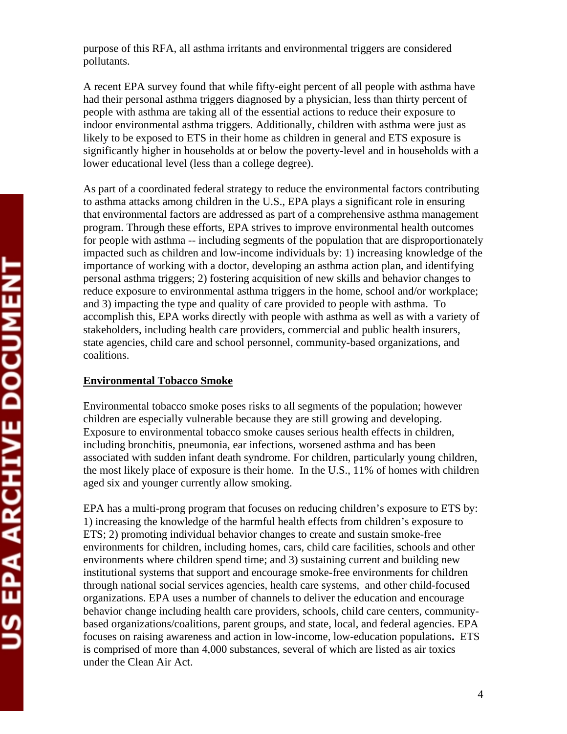purpose of this RFA, all asthma irritants and environmental triggers are considered pollutants.

A recent EPA survey found that while fifty-eight percent of all people with asthma have had their personal asthma triggers diagnosed by a physician, less than thirty percent of people with asthma are taking all of the essential actions to reduce their exposure to indoor environmental asthma triggers. Additionally, children with asthma were just as likely to be exposed to ETS in their home as children in general and ETS exposure is significantly higher in households at or below the poverty-level and in households with a lower educational level (less than a college degree).

As part of a coordinated federal strategy to reduce the environmental factors contributing to asthma attacks among children in the U.S., EPA plays a significant role in ensuring that environmental factors are addressed as part of a comprehensive asthma management program. Through these efforts, EPA strives to improve environmental health outcomes for people with asthma -- including segments of the population that are disproportionately impacted such as children and low-income individuals by: 1) increasing knowledge of the importance of working with a doctor, developing an asthma action plan, and identifying personal asthma triggers; 2) fostering acquisition of new skills and behavior changes to reduce exposure to environmental asthma triggers in the home, school and/or workplace; and 3) impacting the type and quality of care provided to people with asthma. To accomplish this, EPA works directly with people with asthma as well as with a variety of stakeholders, including health care providers, commercial and public health insurers, state agencies, child care and school personnel, community-based organizations, and coalitions.

**Environmental Tobacco Smoke**

Environmental tobacco smoke poses risks to all segments of the population; however children are especially vulnerable because they are still growing and developing. Exposure to environmental tobacco smoke causes serious health effects in children, including bronchitis, pneumonia, ear infections, worsened asthma and has been associated with sudden infant death syndrome. For children, particularly young children, the most likely place of exposure is their home. In the U.S., 11% of homes with children aged six and younger currently allow smoking.

EPA has a multi-prong program that focuses on reducing children's exposure to ETS by: 1) increasing the knowledge of the harmful health effects from children's exposure to ETS; 2) promoting individual behavior changes to create and sustain smoke-free environments for children, including homes, cars, child care facilities, schools and other environments where children spend time; and 3) sustaining current and building new institutional systems that support and encourage smoke-free environments for children through national social services agencies, health care systems, and other child-focused organizations. EPA uses a number of channels to deliver the education and encourage behavior change including health care providers, schools, child care centers, community-based organizations/coalitions, parent groups, and state, local, and federal agencies. EPA focuses on raising awareness and action in low-income, low-education populations**.** ETS is comprised of more than 4,000 substances, several of which are listed as air toxics under the Clean Air Act.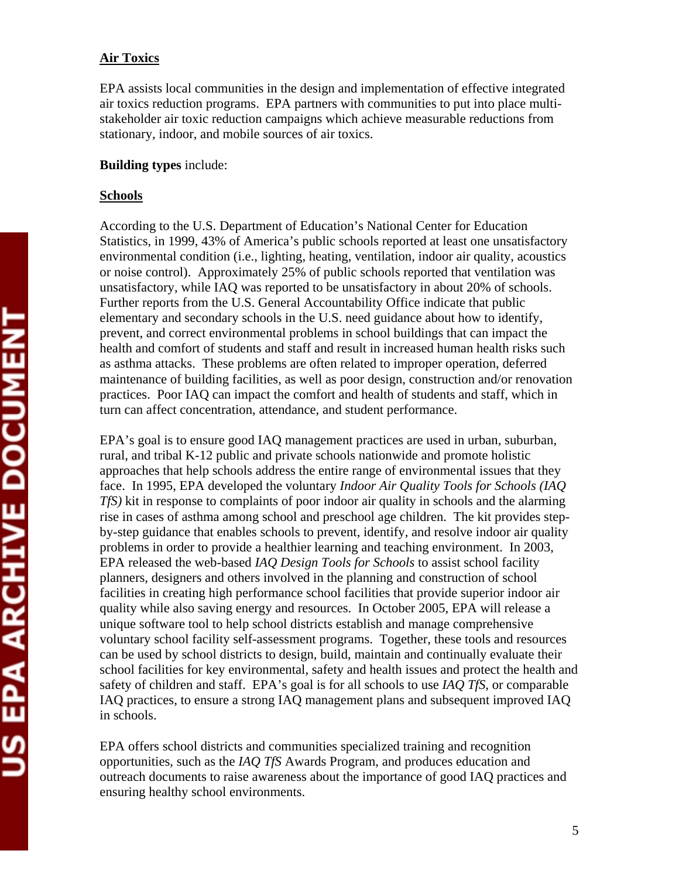**Air Toxics**

EPA assists local communities in the design and implementation of effective integrated air toxics reduction programs. EPA partners with communities to put into place multi-stakeholder air toxic reduction campaigns which achieve measurable reductions from stationary, indoor, and mobile sources of air toxics.

**Building types** include:

**Schools**

According to the U.S. Department of Education's National Center for Education Statistics, in 1999, 43% of America's public schools reported at least one unsatisfactory environmental condition (i.e., lighting, heating, ventilation, indoor air quality, acoustics or noise control). Approximately 25% of public schools reported that ventilation was unsatisfactory, while IAQ was reported to be unsatisfactory in about 20% of schools. Further reports from the U.S. General Accountability Office indicate that public elementary and secondary schools in the U.S. need guidance about how to identify, prevent, and correct environmental problems in school buildings that can impact the health and comfort of students and staff and result in increased human health risks such as asthma attacks. These problems are often related to improper operation, deferred maintenance of building facilities, as well as poor design, construction and/or renovation practices. Poor IAQ can impact the comfort and health of students and staff, which in turn can affect concentration, attendance, and student performance.

EPA's goal is to ensure good IAQ management practices are used in urban, suburban, rural, and tribal K-12 public and private schools nationwide and promote holistic approaches that help schools address the entire range of environmental issues that they face. In 1995, EPA developed the voluntary *Indoor Air Quality Tools for Schools (IAQ TfS)* kit in response to complaints of poor indoor air quality in schools and the alarming rise in cases of asthma among school and preschool age children. The kit provides step-by-step guidance that enables schools to prevent, identify, and resolve indoor air quality problems in order to provide a healthier learning and teaching environment. In 2003, EPA released the web-based *IAQ Design Tools for Schools* to assist school facility planners, designers and others involved in the planning and construction of school facilities in creating high performance school facilities that provide superior indoor air quality while also saving energy and resources. In October 2005, EPA will release a unique software tool to help school districts establish and manage comprehensive voluntary school facility self-assessment programs. Together, these tools and resources can be used by school districts to design, build, maintain and continually evaluate their school facilities for key environmental, safety and health issues and protect the health and safety of children and staff. EPA's goal is for all schools to use *IAQ TfS*, or comparable IAQ practices, to ensure a strong IAQ management plans and subsequent improved IAQ in schools.

EPA offers school districts and communities specialized training and recognition opportunities, such as the *IAQ TfS* Awards Program, and produces education and outreach documents to raise awareness about the importance of good IAQ practices and ensuring healthy school environments.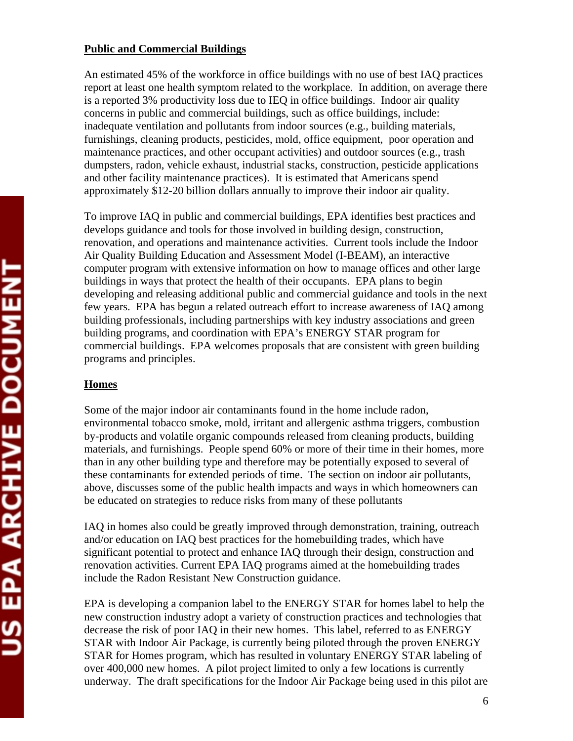**Public and Commercial Buildings**

An estimated 45% of the workforce in office buildings with no use of best IAQ practices report at least one health symptom related to the workplace. In addition, on average there is a reported 3% productivity loss due to IEQ in office buildings. Indoor air quality concerns in public and commercial buildings, such as office buildings, include: inadequate ventilation and pollutants from indoor sources (e.g., building materials, furnishings, cleaning products, pesticides, mold, office equipment, poor operation and maintenance practices, and other occupant activities) and outdoor sources (e.g., trash dumpsters, radon, vehicle exhaust, industrial stacks, construction, pesticide applications and other facility maintenance practices). It is estimated that Americans spend approximately $12-20 billion dollars annually to improve their indoor air quality.

To improve IAQ in public and commercial buildings, EPA identifies best practices and develops guidance and tools for those involved in building design, construction, renovation, and operations and maintenance activities. Current tools include the Indoor Air Quality Building Education and Assessment Model (I-BEAM), an interactive computer program with extensive information on how to manage offices and other large buildings in ways that protect the health of their occupants. EPA plans to begin developing and releasing additional public and commercial guidance and tools in the next few years. EPA has begun a related outreach effort to increase awareness of IAQ among building professionals, including partnerships with key industry associations and green building programs, and coordination with EPA's ENERGY STAR program for commercial buildings. EPA welcomes proposals that are consistent with green building programs and principles.

**Homes**

Some of the major indoor air contaminants found in the home include radon, environmental tobacco smoke, mold, irritant and allergenic asthma triggers, combustion by-products and volatile organic compounds released from cleaning products, building materials, and furnishings. People spend 60% or more of their time in their homes, more than in any other building type and therefore may be potentially exposed to several of these contaminants for extended periods of time. The section on indoor air pollutants, above, discusses some of the public health impacts and ways in which homeowners can be educated on strategies to reduce risks from many of these pollutants

IAQ in homes also could be greatly improved through demonstration, training, outreach and/or education on IAQ best practices for the homebuilding trades, which have significant potential to protect and enhance IAQ through their design, construction and renovation activities. Current EPA IAQ programs aimed at the homebuilding trades include the Radon Resistant New Construction guidance.

EPA is developing a companion label to the ENERGY STAR for homes label to help the new construction industry adopt a variety of construction practices and technologies that decrease the risk of poor IAQ in their new homes. This label, referred to as ENERGY STAR with Indoor Air Package, is currently being piloted through the proven ENERGY STAR for Homes program, which has resulted in voluntary ENERGY STAR labeling of over 400,000 new homes. A pilot project limited to only a few locations is currently underway. The draft specifications for the Indoor Air Package being used in this pilot are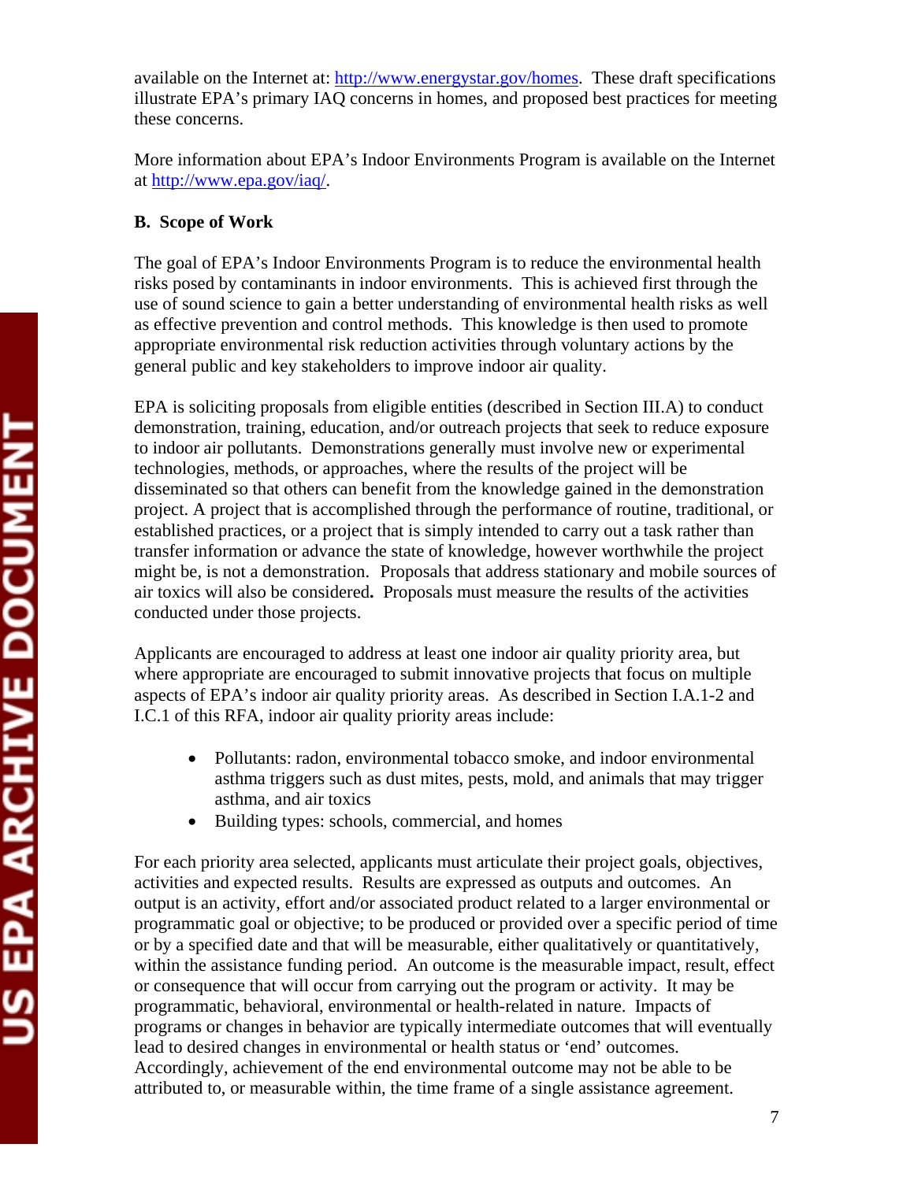available on the Internet at: http://www.energystar.gov/homes. These draft specifications illustrate EPA's primary IAQ concerns in homes, and proposed best practices for meeting these concerns.

More information about EPA's Indoor Environments Program is available on the Internet at http://www.epa.gov/iaq/.

**B. Scope of Work**

The goal of EPA's Indoor Environments Program is to reduce the environmental health risks posed by contaminants in indoor environments. This is achieved first through the use of sound science to gain a better understanding of environmental health risks as well as effective prevention and control methods. This knowledge is then used to promote appropriate environmental risk reduction activities through voluntary actions by the general public and key stakeholders to improve indoor air quality.

EPA is soliciting proposals from eligible entities (described in Section III.A) to conduct demonstration, training, education, and/or outreach projects that seek to reduce exposure to indoor air pollutants. Demonstrations generally must involve new or experimental technologies, methods, or approaches, where the results of the project will be disseminated so that others can benefit from the knowledge gained in the demonstration project. A project that is accomplished through the performance of routine, traditional, or established practices, or a project that is simply intended to carry out a task rather than transfer information or advance the state of knowledge, however worthwhile the project might be, is not a demonstration. Proposals that address stationary and mobile sources of air toxics will also be considered**.** Proposals must measure the results of the activities conducted under those projects.

Applicants are encouraged to address at least one indoor air quality priority area, but where appropriate are encouraged to submit innovative projects that focus on multiple aspects of EPA's indoor air quality priority areas. As described in Section I.A.1-2 and I.C.1 of this RFA, indoor air quality priority areas include:

- Pollutants: radon, environmental tobacco smoke, and indoor environmental asthma triggers such as dust mites, pests, mold, and animals that may trigger asthma, and air toxics
- Building types: schools, commercial, and homes

For each priority area selected, applicants must articulate their project goals, objectives, activities and expected results. Results are expressed as outputs and outcomes. An output is an activity, effort and/or associated product related to a larger environmental or programmatic goal or objective; to be produced or provided over a specific period of time or by a specified date and that will be measurable, either qualitatively or quantitatively, within the assistance funding period. An outcome is the measurable impact, result, effect or consequence that will occur from carrying out the program or activity. It may be programmatic, behavioral, environmental or health-related in nature. Impacts of programs or changes in behavior are typically intermediate outcomes that will eventually lead to desired changes in environmental or health status or 'end' outcomes. Accordingly, achievement of the end environmental outcome may not be able to be attributed to, or measurable within, the time frame of a single assistance agreement.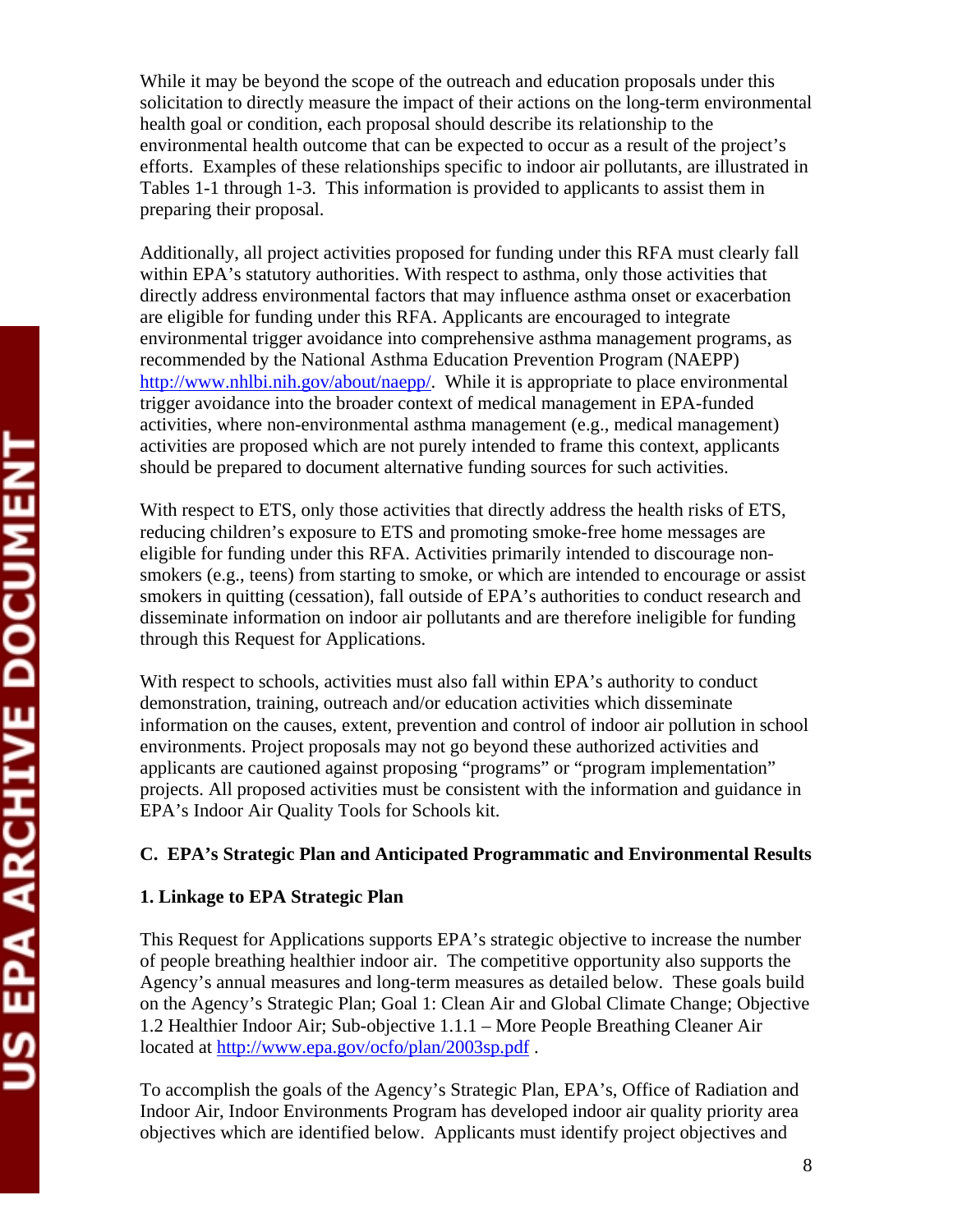While it may be beyond the scope of the outreach and education proposals under this solicitation to directly measure the impact of their actions on the long-term environmental health goal or condition, each proposal should describe its relationship to the environmental health outcome that can be expected to occur as a result of the project's efforts. Examples of these relationships specific to indoor air pollutants, are illustrated in Tables 1-1 through 1-3. This information is provided to applicants to assist them in preparing their proposal.

Additionally, all project activities proposed for funding under this RFA must clearly fall within EPA's statutory authorities. With respect to asthma, only those activities that directly address environmental factors that may influence asthma onset or exacerbation are eligible for funding under this RFA. Applicants are encouraged to integrate environmental trigger avoidance into comprehensive asthma management programs, as recommended by the National Asthma Education Prevention Program (NAEPP) http://www.nhlbi.nih.gov/about/naepp/. While it is appropriate to place environmental trigger avoidance into the broader context of medical management in EPA-funded activities, where non-environmental asthma management (e.g., medical management) activities are proposed which are not purely intended to frame this context, applicants should be prepared to document alternative funding sources for such activities.

With respect to ETS, only those activities that directly address the health risks of ETS, reducing children's exposure to ETS and promoting smoke-free home messages are eligible for funding under this RFA. Activities primarily intended to discourage non-smokers (e.g., teens) from starting to smoke, or which are intended to encourage or assist smokers in quitting (cessation), fall outside of EPA's authorities to conduct research and disseminate information on indoor air pollutants and are therefore ineligible for funding through this Request for Applications.

With respect to schools, activities must also fall within EPA's authority to conduct demonstration, training, outreach and/or education activities which disseminate information on the causes, extent, prevention and control of indoor air pollution in school environments. Project proposals may not go beyond these authorized activities and applicants are cautioned against proposing "programs" or "program implementation" projects. All proposed activities must be consistent with the information and guidance in EPA's Indoor Air Quality Tools for Schools kit.

### C. EPA's Strategic Plan and Anticipated Programmatic and Environmental Results

#### 1. Linkage to EPA Strategic Plan

This Request for Applications supports EPA's strategic objective to increase the number of people breathing healthier indoor air. The competitive opportunity also supports the Agency's annual measures and long-term measures as detailed below. These goals build on the Agency's Strategic Plan; Goal 1: Clean Air and Global Climate Change; Objective 1.2 Healthier Indoor Air; Sub-objective 1.1.1 – More People Breathing Cleaner Air located at http://www.epa.gov/ocfo/plan/2003sp.pdf .

To accomplish the goals of the Agency's Strategic Plan, EPA's, Office of Radiation and Indoor Air, Indoor Environments Program has developed indoor air quality priority area objectives which are identified below. Applicants must identify project objectives and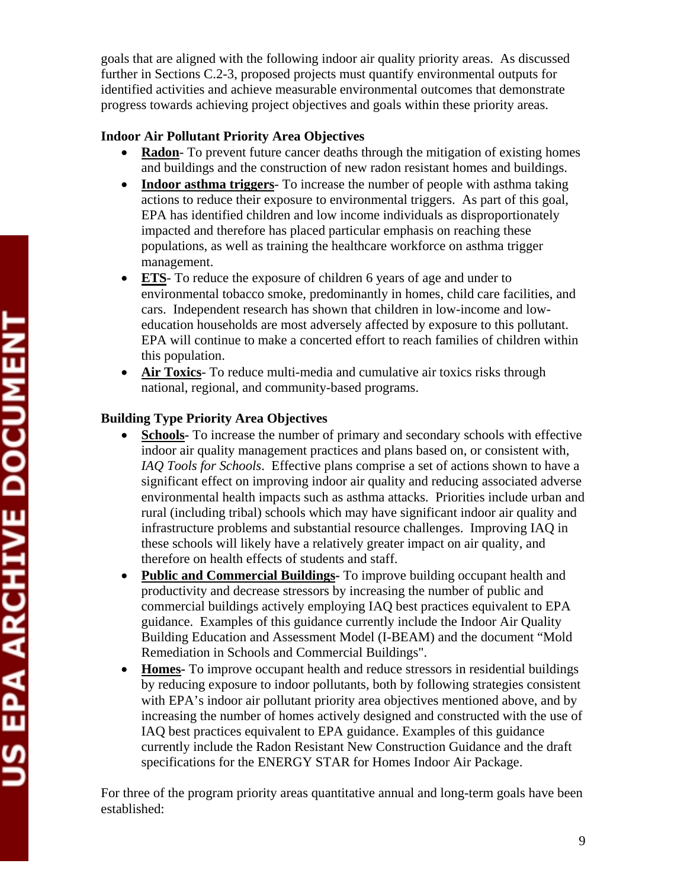goals that are aligned with the following indoor air quality priority areas. As discussed further in Sections C.2-3, proposed projects must quantify environmental outputs for identified activities and achieve measurable environmental outcomes that demonstrate progress towards achieving project objectives and goals within these priority areas.

**Indoor Air Pollutant Priority Area Objectives**

- **Radon**- To prevent future cancer deaths through the mitigation of existing homes and buildings and the construction of new radon resistant homes and buildings.
- **Indoor asthma triggers**- To increase the number of people with asthma taking actions to reduce their exposure to environmental triggers. As part of this goal, EPA has identified children and low income individuals as disproportionately impacted and therefore has placed particular emphasis on reaching these populations, as well as training the healthcare workforce on asthma trigger management.
- **ETS**- To reduce the exposure of children 6 years of age and under to environmental tobacco smoke, predominantly in homes, child care facilities, and cars. Independent research has shown that children in low-income and low-education households are most adversely affected by exposure to this pollutant. EPA will continue to make a concerted effort to reach families of children within this population.
- **Air Toxics**- To reduce multi-media and cumulative air toxics risks through national, regional, and community-based programs.

**Building Type Priority Area Objectives**

- **Schools-** To increase the number of primary and secondary schools with effective indoor air quality management practices and plans based on, or consistent with, *IAQ Tools for Schools*. Effective plans comprise a set of actions shown to have a significant effect on improving indoor air quality and reducing associated adverse environmental health impacts such as asthma attacks. Priorities include urban and rural (including tribal) schools which may have significant indoor air quality and infrastructure problems and substantial resource challenges. Improving IAQ in these schools will likely have a relatively greater impact on air quality, and therefore on health effects of students and staff.
- **Public and Commercial Buildings-** To improve building occupant health and productivity and decrease stressors by increasing the number of public and commercial buildings actively employing IAQ best practices equivalent to EPA guidance. Examples of this guidance currently include the Indoor Air Quality Building Education and Assessment Model (I-BEAM) and the document "Mold Remediation in Schools and Commercial Buildings".
- **Homes-** To improve occupant health and reduce stressors in residential buildings by reducing exposure to indoor pollutants, both by following strategies consistent with EPA's indoor air pollutant priority area objectives mentioned above, and by increasing the number of homes actively designed and constructed with the use of IAQ best practices equivalent to EPA guidance. Examples of this guidance currently include the Radon Resistant New Construction Guidance and the draft specifications for the ENERGY STAR for Homes Indoor Air Package.

For three of the program priority areas quantitative annual and long-term goals have been established: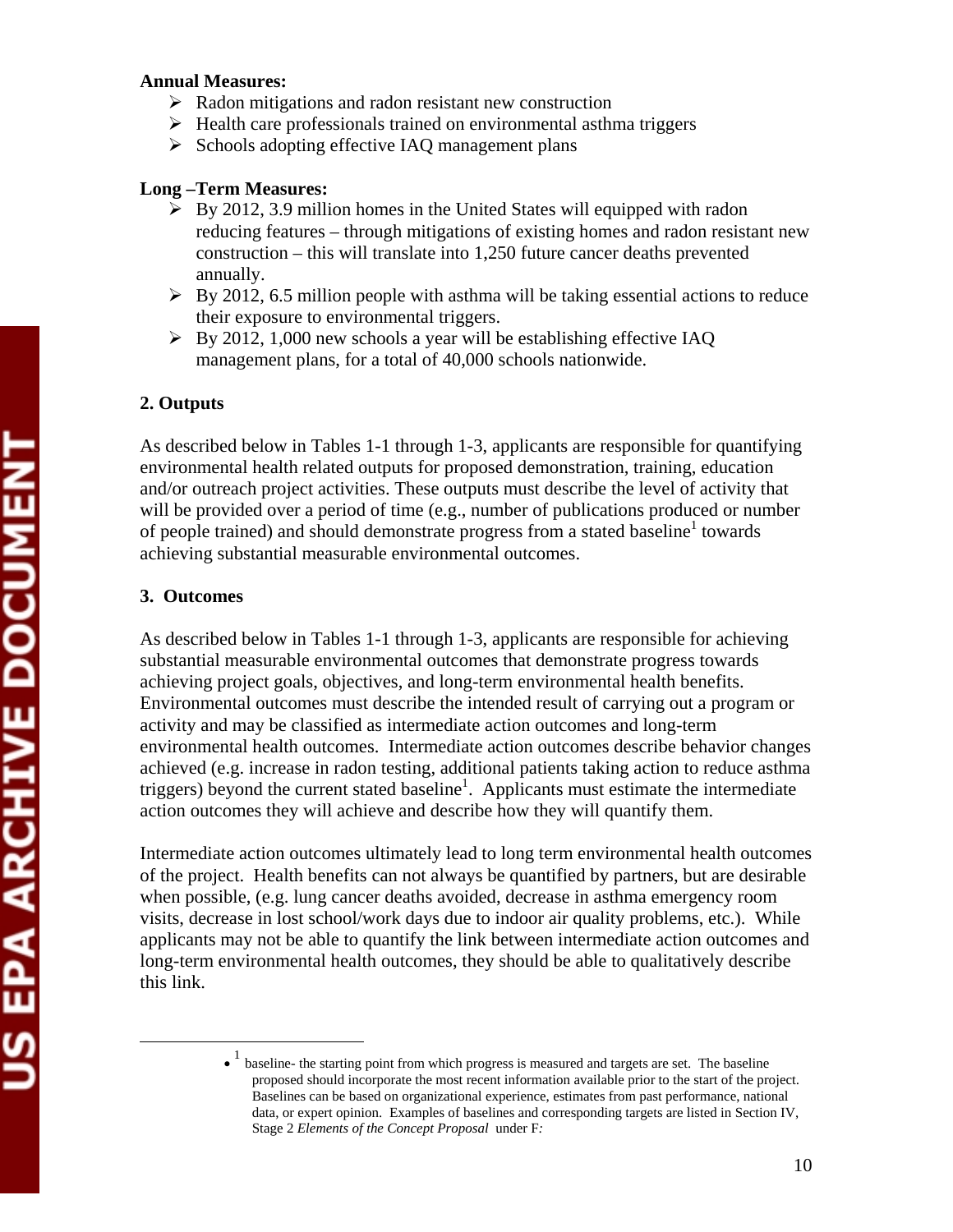**Annual Measures:**

- Radon mitigations and radon resistant new construction
- Health care professionals trained on environmental asthma triggers
- Schools adopting effective IAQ management plans

**Long –Term Measures:**

- By 2012, 3.9 million homes in the United States will equipped with radon reducing features – through mitigations of existing homes and radon resistant new construction – this will translate into 1,250 future cancer deaths prevented annually.
- By 2012, 6.5 million people with asthma will be taking essential actions to reduce their exposure to environmental triggers.
- By 2012, 1,000 new schools a year will be establishing effective IAQ management plans, for a total of 40,000 schools nationwide.

**2. Outputs**

As described below in Tables 1-1 through 1-3, applicants are responsible for quantifying environmental health related outputs for proposed demonstration, training, education and/or outreach project activities. These outputs must describe the level of activity that will be provided over a period of time (e.g., number of publications produced or number of people trained) and should demonstrate progress from a stated baseline[1] towards achieving substantial measurable environmental outcomes.

**3. Outcomes**

As described below in Tables 1-1 through 1-3, applicants are responsible for achieving substantial measurable environmental outcomes that demonstrate progress towards achieving project goals, objectives, and long-term environmental health benefits. Environmental outcomes must describe the intended result of carrying out a program or activity and may be classified as intermediate action outcomes and long-term environmental health outcomes. Intermediate action outcomes describe behavior changes achieved (e.g. increase in radon testing, additional patients taking action to reduce asthma triggers) beyond the current stated baseline[1]. Applicants must estimate the intermediate action outcomes they will achieve and describe how they will quantify them.

Intermediate action outcomes ultimately lead to long term environmental health outcomes of the project. Health benefits can not always be quantified by partners, but are desirable when possible, (e.g. lung cancer deaths avoided, decrease in asthma emergency room visits, decrease in lost school/work days due to indoor air quality problems, etc.). While applicants may not be able to quantify the link between intermediate action outcomes and long-term environmental health outcomes, they should be able to qualitatively describe this link.

---

- [1] baseline- the starting point from which progress is measured and targets are set. The baseline proposed should incorporate the most recent information available prior to the start of the project. Baselines can be based on organizational experience, estimates from past performance, national data, or expert opinion. Examples of baselines and corresponding targets are listed in Section IV, Stage 2 *Elements of the Concept Proposal* under F*:*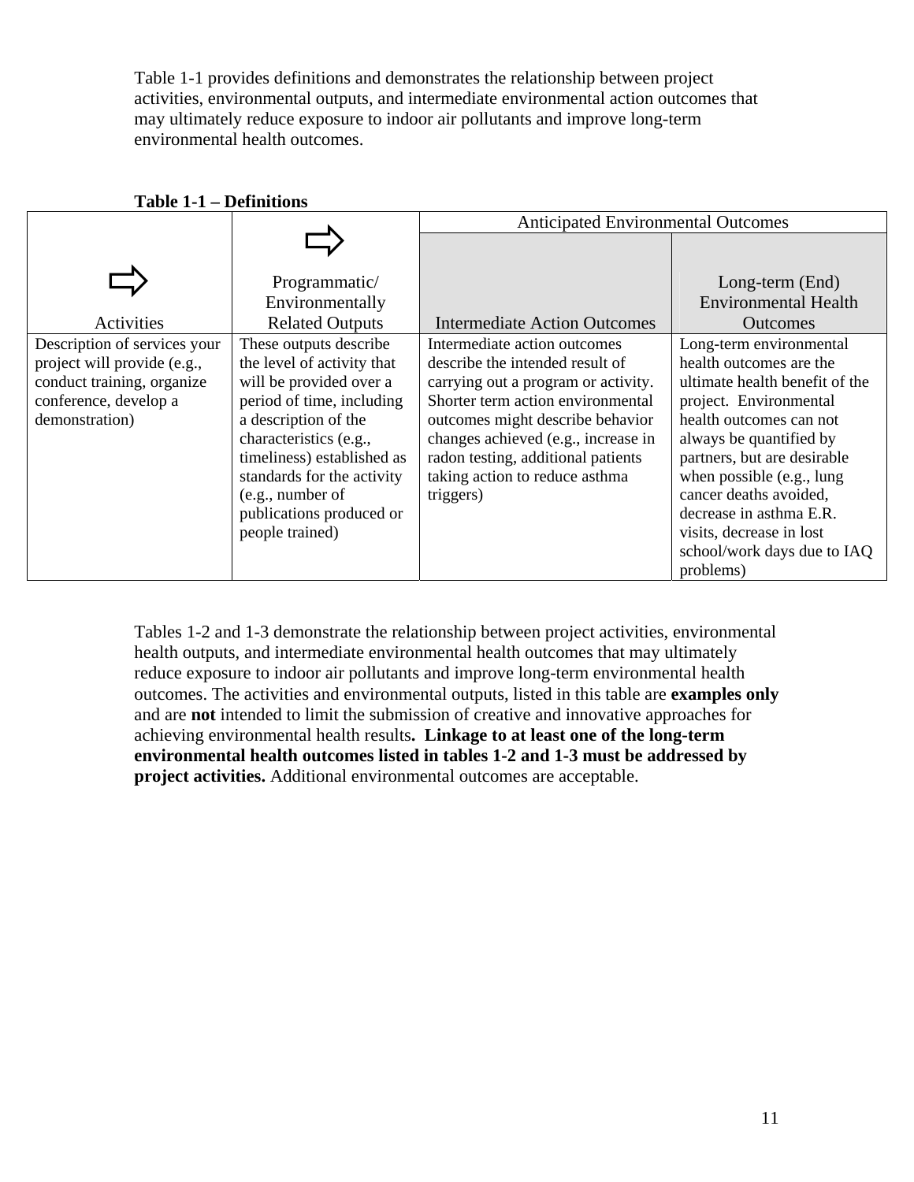Table 1-1 provides definitions and demonstrates the relationship between project activities, environmental outputs, and intermediate environmental action outcomes that may ultimately reduce exposure to indoor air pollutants and improve long-term environmental health outcomes.

**Table 1-1 – Definitions**

| | | Anticipated Environmental Outcomes | |
|---|---|---|---|
| ⇨ Activities | ⇨ Programmatic/ Environmentally Related Outputs | Intermediate Action Outcomes | Long-term (End) Environmental Health Outcomes |
| Description of services your project will provide (e.g., conduct training, organize conference, develop a demonstration) | These outputs describe the level of activity that will be provided over a period of time, including a description of the characteristics (e.g., timeliness) established as standards for the activity (e.g., number of publications produced or people trained) | Intermediate action outcomes describe the intended result of carrying out a program or activity. Shorter term action environmental outcomes might describe behavior changes achieved (e.g., increase in radon testing, additional patients taking action to reduce asthma triggers) | Long-term environmental health outcomes are the ultimate health benefit of the project. Environmental health outcomes can not always be quantified by partners, but are desirable when possible (e.g., lung cancer deaths avoided, decrease in asthma E.R. visits, decrease in lost school/work days due to IAQ problems) |

Tables 1-2 and 1-3 demonstrate the relationship between project activities, environmental health outputs, and intermediate environmental health outcomes that may ultimately reduce exposure to indoor air pollutants and improve long-term environmental health outcomes. The activities and environmental outputs, listed in this table are **examples only** and are **not** intended to limit the submission of creative and innovative approaches for achieving environmental health results**. Linkage to at least one of the long-term environmental health outcomes listed in tables 1-2 and 1-3 must be addressed by project activities.** Additional environmental outcomes are acceptable.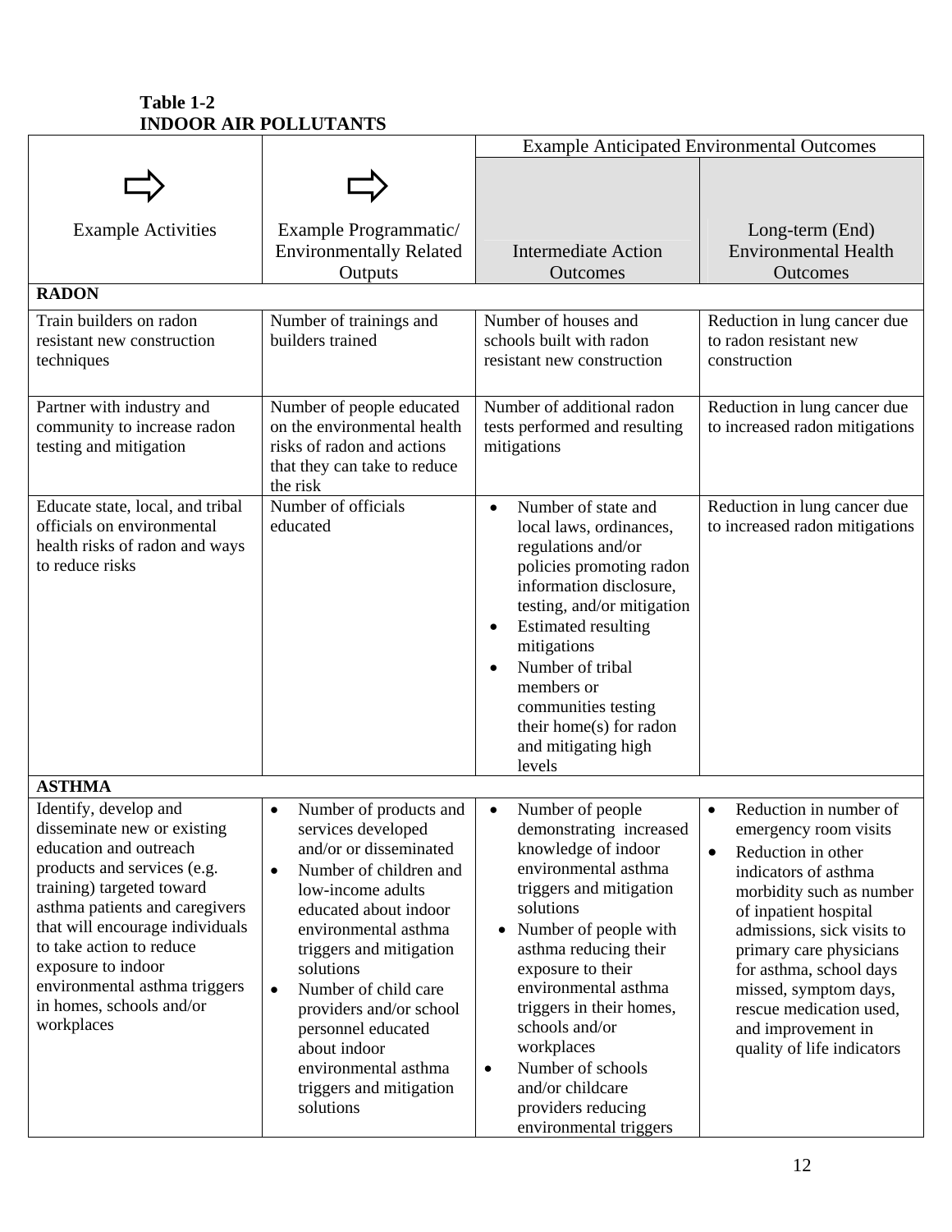**Table 1-2**
**INDOOR AIR POLLUTANTS**

| Example Activities | Example Programmatic/ Environmentally Related Outputs | Example Anticipated Environmental Outcomes | |
|---|---|---|---|
| | | Intermediate Action Outcomes | Long-term (End) Environmental Health Outcomes |
| **RADON** | | | |
| Train builders on radon resistant new construction techniques | Number of trainings and builders trained | Number of houses and schools built with radon resistant new construction | Reduction in lung cancer due to radon resistant new construction |
| Partner with industry and community to increase radon testing and mitigation | Number of people educated on the environmental health risks of radon and actions that they can take to reduce the risk | Number of additional radon tests performed and resulting mitigations | Reduction in lung cancer due to increased radon mitigations |
| Educate state, local, and tribal officials on environmental health risks of radon and ways to reduce risks | Number of officials educated | • Number of state and local laws, ordinances, regulations and/or policies promoting radon information disclosure, testing, and/or mitigation<br>• Estimated resulting mitigations<br>• Number of tribal members or communities testing their home(s) for radon and mitigating high levels | Reduction in lung cancer due to increased radon mitigations |
| **ASTHMA** | | | |
| Identify, develop and disseminate new or existing education and outreach products and services (e.g. training) targeted toward asthma patients and caregivers that will encourage individuals to take action to reduce exposure to indoor environmental asthma triggers in homes, schools and/or workplaces | • Number of products and services developed and/or or disseminated<br>• Number of children and low-income adults educated about indoor environmental asthma triggers and mitigation solutions<br>• Number of child care providers and/or school personnel educated about indoor environmental asthma triggers and mitigation solutions | • Number of people demonstrating increased knowledge of indoor environmental asthma triggers and mitigation solutions<br>• Number of people with asthma reducing their exposure to their environmental asthma triggers in their homes, schools and/or workplaces<br>• Number of schools and/or childcare providers reducing environmental triggers | • Reduction in number of emergency room visits<br>• Reduction in other indicators of asthma morbidity such as number of inpatient hospital admissions, sick visits to primary care physicians for asthma, school days missed, symptom days, rescue medication used, and improvement in quality of life indicators |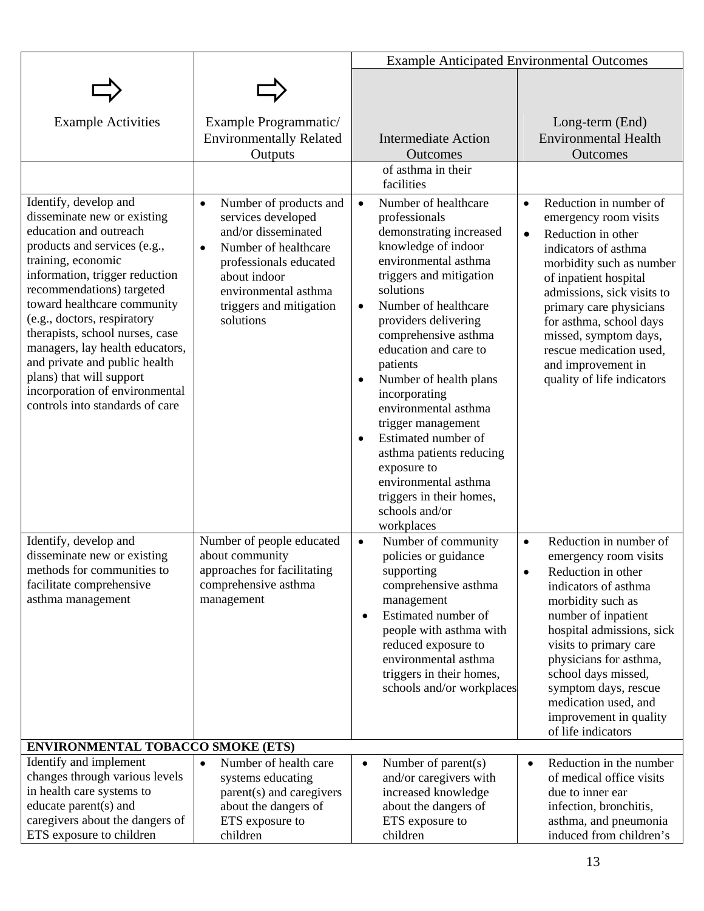| Example Activities | Example Programmatic/ Environmentally Related Outputs | Example Anticipated Environmental Outcomes | |
|---|---|---|---|
| | | Intermediate Action Outcomes | Long-term (End) Environmental Health Outcomes |
| | | of asthma in their facilities | |
| Identify, develop and disseminate new or existing education and outreach products and services (e.g., training, economic information, trigger reduction recommendations) targeted toward healthcare community (e.g., doctors, respiratory therapists, school nurses, case managers, lay health educators, and private and public health plans) that will support incorporation of environmental controls into standards of care | • Number of products and services developed and/or disseminated<br>• Number of healthcare professionals educated about indoor environmental asthma triggers and mitigation solutions | • Number of healthcare professionals demonstrating increased knowledge of indoor environmental asthma triggers and mitigation solutions<br>• Number of healthcare providers delivering comprehensive asthma education and care to patients<br>• Number of health plans incorporating environmental asthma trigger management<br>• Estimated number of asthma patients reducing exposure to environmental asthma triggers in their homes, schools and/or workplaces | • Reduction in number of emergency room visits<br>• Reduction in other indicators of asthma morbidity such as number of inpatient hospital admissions, sick visits to primary care physicians for asthma, school days missed, symptom days, rescue medication used, and improvement in quality of life indicators |
| Identify, develop and disseminate new or existing methods for communities to facilitate comprehensive asthma management | Number of people educated about community approaches for facilitating comprehensive asthma management | • Number of community policies or guidance supporting comprehensive asthma management<br>• Estimated number of people with asthma with reduced exposure to environmental asthma triggers in their homes, schools and/or workplaces | • Reduction in number of emergency room visits<br>• Reduction in other indicators of asthma morbidity such as number of inpatient hospital admissions, sick visits to primary care physicians for asthma, school days missed, symptom days, rescue medication used, and improvement in quality of life indicators |
| **ENVIRONMENTAL TOBACCO SMOKE (ETS)** | | | |
| Identify and implement changes through various levels in health care systems to educate parent(s) and caregivers about the dangers of ETS exposure to children | • Number of health care systems educating parent(s) and caregivers about the dangers of ETS exposure to children | • Number of parent(s) and/or caregivers with increased knowledge about the dangers of ETS exposure to children | • Reduction in the number of medical office visits due to inner ear infection, bronchitis, asthma, and pneumonia induced from children's |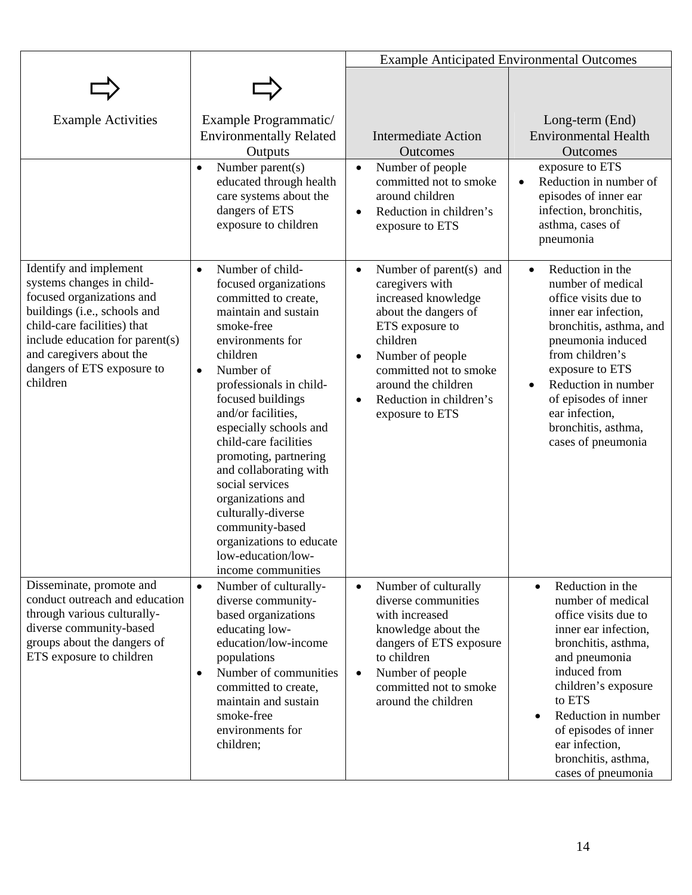| Example Activities | Example Programmatic/ Environmentally Related Outputs | Example Anticipated Environmental Outcomes | |
|---|---|---|---|
| | | Intermediate Action Outcomes | Long-term (End) Environmental Health Outcomes |
| | • Number parent(s) educated through health care systems about the dangers of ETS exposure to children | • Number of people committed not to smoke around children<br>• Reduction in children's exposure to ETS | exposure to ETS<br>• Reduction in number of episodes of inner ear infection, bronchitis, asthma, cases of pneumonia |
| Identify and implement systems changes in child-focused organizations and buildings (i.e., schools and child-care facilities) that include education for parent(s) and caregivers about the dangers of ETS exposure to children | • Number of child-focused organizations committed to create, maintain and sustain smoke-free environments for children<br>• Number of professionals in child-focused buildings and/or facilities, especially schools and child-care facilities promoting, partnering and collaborating with social services organizations and culturally-diverse community-based organizations to educate low-education/low-income communities | • Number of parent(s) and caregivers with increased knowledge about the dangers of ETS exposure to children<br>• Number of people committed not to smoke around the children<br>• Reduction in children's exposure to ETS | • Reduction in the number of medical office visits due to inner ear infection, bronchitis, asthma, and pneumonia induced from children's exposure to ETS<br>• Reduction in number of episodes of inner ear infection, bronchitis, asthma, cases of pneumonia |
| Disseminate, promote and conduct outreach and education through various culturally-diverse community-based groups about the dangers of ETS exposure to children | • Number of culturally-diverse community-based organizations educating low-education/low-income populations<br>• Number of communities committed to create, maintain and sustain smoke-free environments for children; | • Number of culturally diverse communities with increased knowledge about the dangers of ETS exposure to children<br>• Number of people committed not to smoke around the children | • Reduction in the number of medical office visits due to inner ear infection, bronchitis, asthma, and pneumonia induced from children's exposure to ETS<br>• Reduction in number of episodes of inner ear infection, bronchitis, asthma, cases of pneumonia |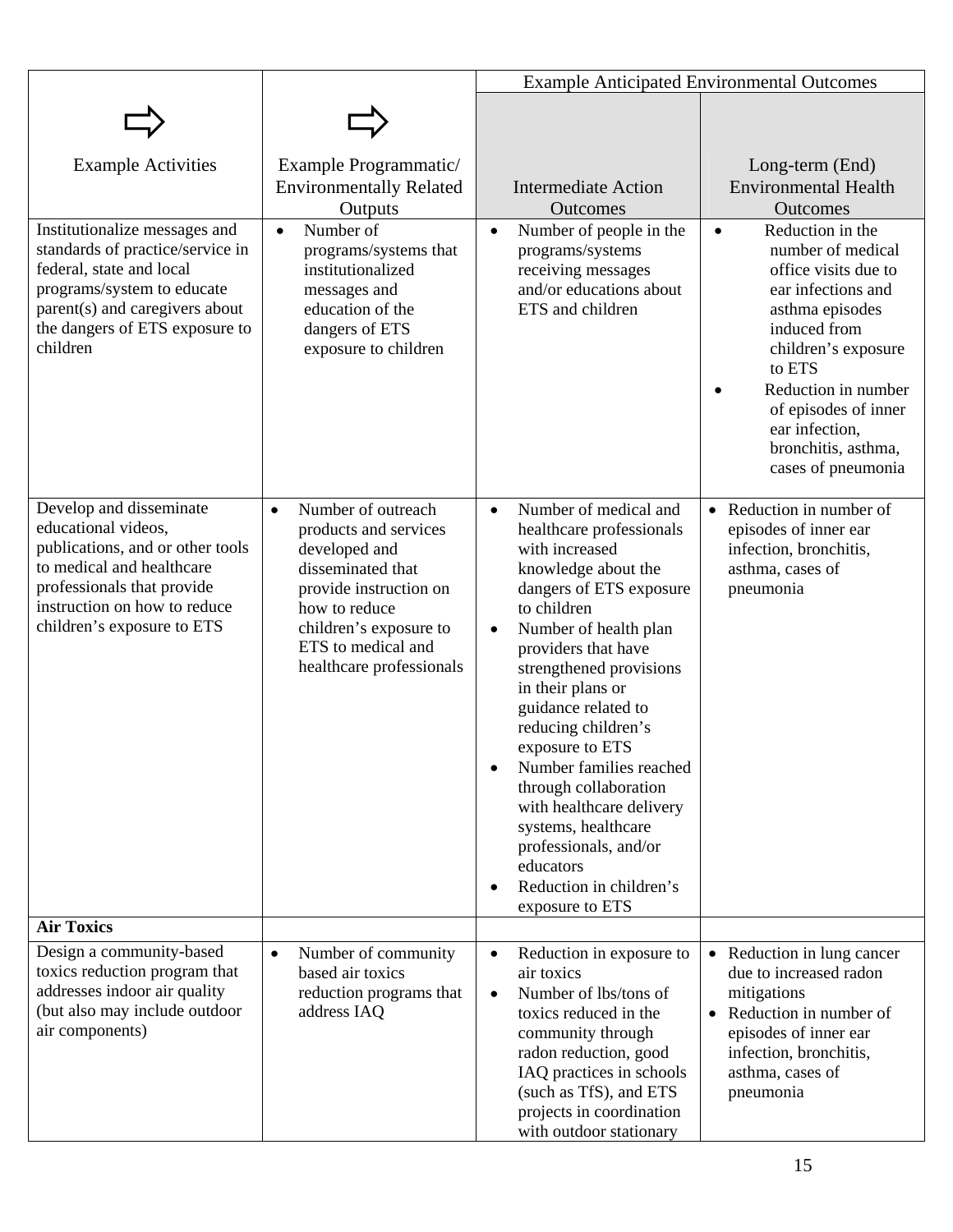| Example Activities | Example Programmatic/ Environmentally Related Outputs | Example Anticipated Environmental Outcomes | |
|---|---|---|---|
| | | Intermediate Action Outcomes | Long-term (End) Environmental Health Outcomes |
| Institutionalize messages and standards of practice/service in federal, state and local programs/system to educate parent(s) and caregivers about the dangers of ETS exposure to children | • Number of programs/systems that institutionalized messages and education of the dangers of ETS exposure to children | • Number of people in the programs/systems receiving messages and/or educations about ETS and children | • Reduction in the number of medical office visits due to ear infections and asthma episodes induced from children's exposure to ETS<br>• Reduction in number of episodes of inner ear infection, bronchitis, asthma, cases of pneumonia |
| Develop and disseminate educational videos, publications, and or other tools to medical and healthcare professionals that provide instruction on how to reduce children's exposure to ETS | • Number of outreach products and services developed and disseminated that provide instruction on how to reduce children's exposure to ETS to medical and healthcare professionals | • Number of medical and healthcare professionals with increased knowledge about the dangers of ETS exposure to children<br>• Number of health plan providers that have strengthened provisions in their plans or guidance related to reducing children's exposure to ETS<br>• Number families reached through collaboration with healthcare delivery systems, healthcare professionals, and/or educators<br>• Reduction in children's exposure to ETS | • Reduction in number of episodes of inner ear infection, bronchitis, asthma, cases of pneumonia |
| **Air Toxics** | | | |
| Design a community-based toxics reduction program that addresses indoor air quality (but also may include outdoor air components) | • Number of community based air toxics reduction programs that address IAQ | • Reduction in exposure to air toxics<br>• Number of lbs/tons of toxics reduced in the community through radon reduction, good IAQ practices in schools (such as TfS), and ETS projects in coordination with outdoor stationary | • Reduction in lung cancer due to increased radon mitigations<br>• Reduction in number of episodes of inner ear infection, bronchitis, asthma, cases of pneumonia |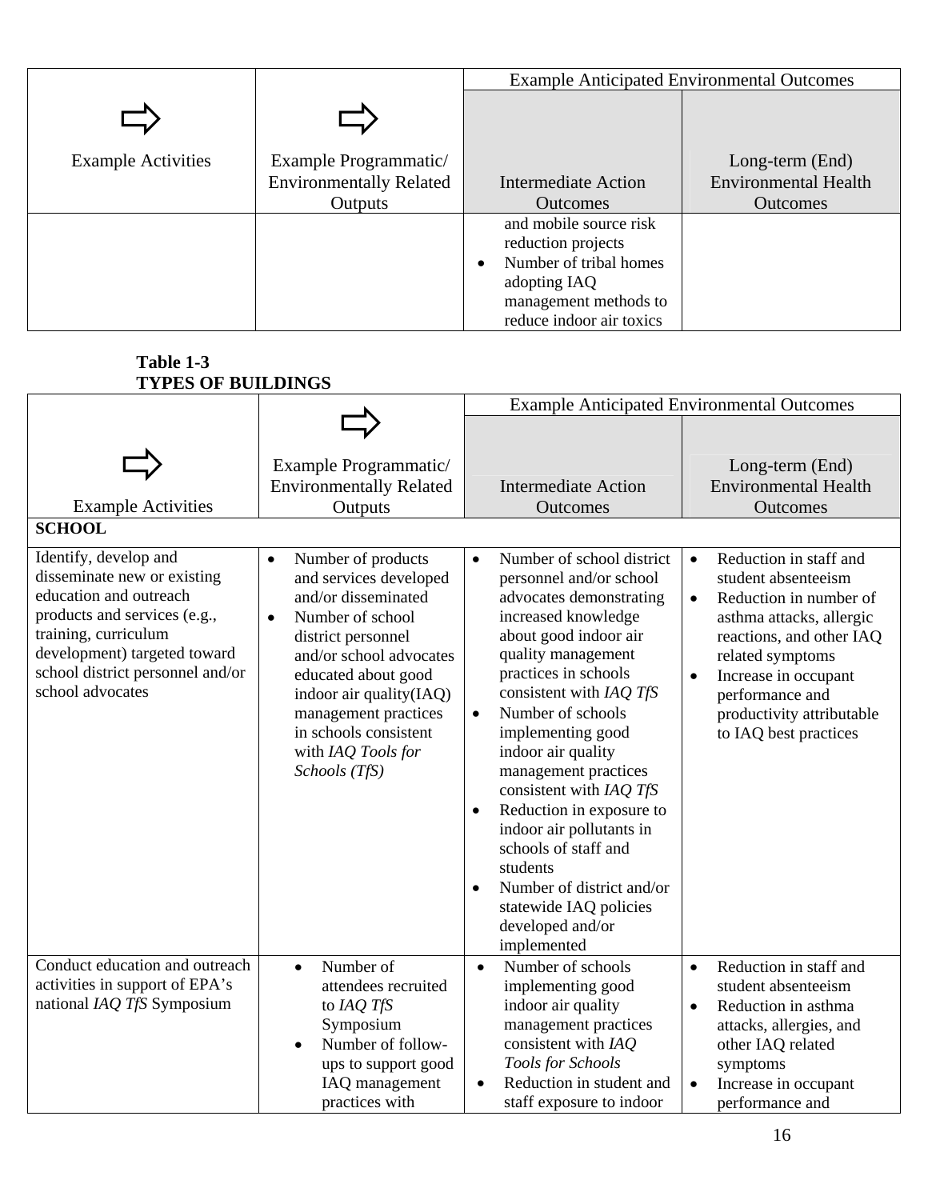| Example Activities | Example Programmatic/ Environmentally Related Outputs | Example Anticipated Environmental Outcomes | |
|---|---|---|---|
| | | Intermediate Action Outcomes | Long-term (End) Environmental Health Outcomes |
| | | and mobile source risk reduction projects<br>• Number of tribal homes adopting IAQ management methods to reduce indoor air toxics | |

**Table 1-3**
**TYPES OF BUILDINGS**

| Example Activities | Example Programmatic/ Environmentally Related Outputs | Example Anticipated Environmental Outcomes | |
|---|---|---|---|
| | | Intermediate Action Outcomes | Long-term (End) Environmental Health Outcomes |
| **SCHOOL** | | | |
| Identify, develop and disseminate new or existing education and outreach products and services (e.g., training, curriculum development) targeted toward school district personnel and/or school advocates | • Number of products and services developed and/or disseminated<br>• Number of school district personnel and/or school advocates educated about good indoor air quality(IAQ) management practices in schools consistent with *IAQ Tools for Schools (TfS)* | • Number of school district personnel and/or school advocates demonstrating increased knowledge about good indoor air quality management practices in schools consistent with *IAQ TfS*<br>• Number of schools implementing good indoor air quality management practices consistent with *IAQ TfS*<br>• Reduction in exposure to indoor air pollutants in schools of staff and students<br>• Number of district and/or statewide IAQ policies developed and/or implemented | • Reduction in staff and student absenteeism<br>• Reduction in number of asthma attacks, allergic reactions, and other IAQ related symptoms<br>• Increase in occupant performance and productivity attributable to IAQ best practices |
| Conduct education and outreach activities in support of EPA's national *IAQ TfS* Symposium | • Number of attendees recruited to *IAQ TfS* Symposium<br>• Number of follow-ups to support good IAQ management practices with | • Number of schools implementing good indoor air quality management practices consistent with *IAQ Tools for Schools*<br>• Reduction in student and staff exposure to indoor | • Reduction in staff and student absenteeism<br>• Reduction in asthma attacks, allergies, and other IAQ related symptoms<br>• Increase in occupant performance and |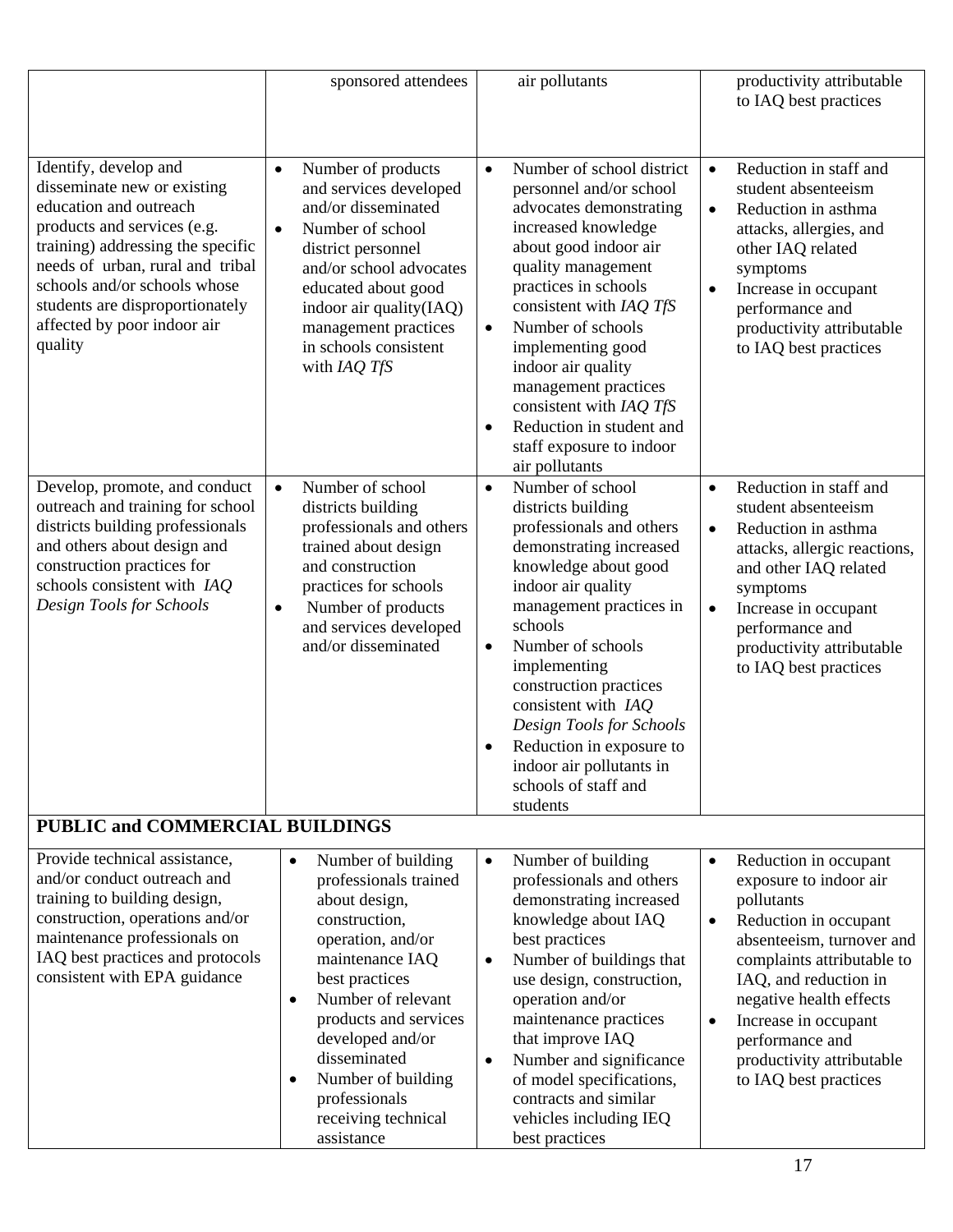| | | | |
|---|---|---|---|
| | sponsored attendees | air pollutants | productivity attributable to IAQ best practices |
| Identify, develop and disseminate new or existing education and outreach products and services (e.g. training) addressing the specific needs of urban, rural and tribal schools and/or schools whose students are disproportionately affected by poor indoor air quality | • Number of products and services developed and/or disseminated<br>• Number of school district personnel and/or school advocates educated about good indoor air quality(IAQ) management practices in schools consistent with *IAQ TfS* | • Number of school district personnel and/or school advocates demonstrating increased knowledge about good indoor air quality management practices in schools consistent with *IAQ TfS*<br>• Number of schools implementing good indoor air quality management practices consistent with *IAQ TfS*<br>• Reduction in student and staff exposure to indoor air pollutants | • Reduction in staff and student absenteeism<br>• Reduction in asthma attacks, allergies, and other IAQ related symptoms<br>• Increase in occupant performance and productivity attributable to IAQ best practices |
| Develop, promote, and conduct outreach and training for school districts building professionals and others about design and construction practices for schools consistent with *IAQ Design Tools for Schools* | • Number of school districts building professionals and others trained about design and construction practices for schools<br>• Number of products and services developed and/or disseminated | • Number of school districts building professionals and others demonstrating increased knowledge about good indoor air quality management practices in schools<br>• Number of schools implementing construction practices consistent with *IAQ Design Tools for Schools*<br>• Reduction in exposure to indoor air pollutants in schools of staff and students | • Reduction in staff and student absenteeism<br>• Reduction in asthma attacks, allergic reactions, and other IAQ related symptoms<br>• Increase in occupant performance and productivity attributable to IAQ best practices |
| **PUBLIC and COMMERCIAL BUILDINGS** | | | |
| Provide technical assistance, and/or conduct outreach and training to building design, construction, operations and/or maintenance professionals on IAQ best practices and protocols consistent with EPA guidance | • Number of building professionals trained about design, construction, operation, and/or maintenance IAQ best practices<br>• Number of relevant products and services developed and/or disseminated<br>• Number of building professionals receiving technical assistance | • Number of building professionals and others demonstrating increased knowledge about IAQ best practices<br>• Number of buildings that use design, construction, operation and/or maintenance practices that improve IAQ<br>• Number and significance of model specifications, contracts and similar vehicles including IEQ best practices | • Reduction in occupant exposure to indoor air pollutants<br>• Reduction in occupant absenteeism, turnover and complaints attributable to IAQ, and reduction in negative health effects<br>• Increase in occupant performance and productivity attributable to IAQ best practices |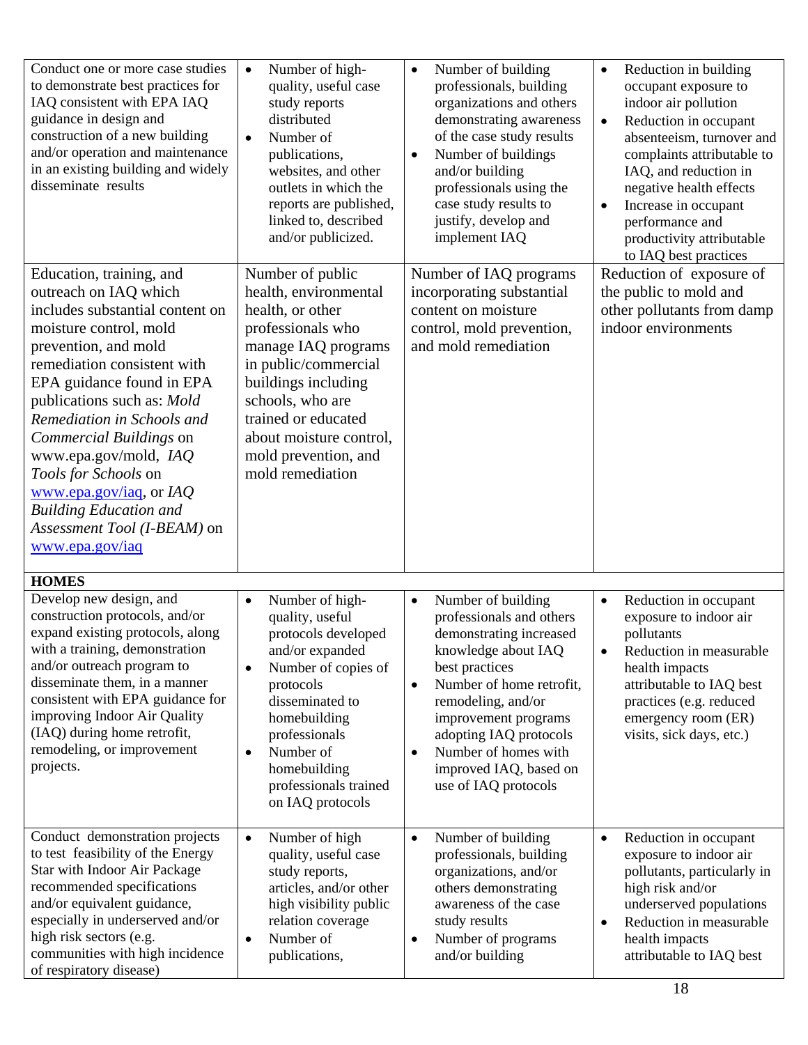| | | | |
|---|---|---|---|
| Conduct one or more case studies to demonstrate best practices for IAQ consistent with EPA IAQ guidance in design and construction of a new building and/or operation and maintenance in an existing building and widely disseminate results | • Number of high-quality, useful case study reports distributed<br>• Number of publications, websites, and other outlets in which the reports are published, linked to, described and/or publicized. | • Number of building professionals, building organizations and others demonstrating awareness of the case study results<br>• Number of buildings and/or building professionals using the case study results to justify, develop and implement IAQ | • Reduction in building occupant exposure to indoor air pollution<br>• Reduction in occupant absenteeism, turnover and complaints attributable to IAQ, and reduction in negative health effects<br>• Increase in occupant performance and productivity attributable to IAQ best practices |
| Education, training, and outreach on IAQ which includes substantial content on moisture control, mold prevention, and mold remediation consistent with EPA guidance found in EPA publications such as: *Mold Remediation in Schools and Commercial Buildings* on www.epa.gov/mold, *IAQ Tools for Schools* on www.epa.gov/iaq, or *IAQ Building Education and Assessment Tool (I-BEAM)* on www.epa.gov/iaq | Number of public health, environmental health, or other professionals who manage IAQ programs in public/commercial buildings including schools, who are trained or educated about moisture control, mold prevention, and mold remediation | Number of IAQ programs incorporating substantial content on moisture control, mold prevention, and mold remediation | Reduction of exposure of the public to mold and other pollutants from damp indoor environments |
| **HOMES** | | | |
| Develop new design, and construction protocols, and/or expand existing protocols, along with a training, demonstration and/or outreach program to disseminate them, in a manner consistent with EPA guidance for improving Indoor Air Quality (IAQ) during home retrofit, remodeling, or improvement projects. | • Number of high-quality, useful protocols developed and/or expanded<br>• Number of copies of protocols disseminated to homebuilding professionals<br>• Number of homebuilding professionals trained on IAQ protocols | • Number of building professionals and others demonstrating increased knowledge about IAQ best practices<br>• Number of home retrofit, remodeling, and/or improvement programs adopting IAQ protocols<br>• Number of homes with improved IAQ, based on use of IAQ protocols | • Reduction in occupant exposure to indoor air pollutants<br>• Reduction in measurable health impacts attributable to IAQ best practices (e.g. reduced emergency room (ER) visits, sick days, etc.) |
| Conduct demonstration projects to test feasibility of the Energy Star with Indoor Air Package recommended specifications and/or equivalent guidance, especially in underserved and/or high risk sectors (e.g. communities with high incidence of respiratory disease) | • Number of high quality, useful case study reports, articles, and/or other high visibility public relation coverage<br>• Number of publications, | • Number of building professionals, building organizations, and/or others demonstrating awareness of the case study results<br>• Number of programs and/or building | • Reduction in occupant exposure to indoor air pollutants, particularly in high risk and/or underserved populations<br>• Reduction in measurable health impacts attributable to IAQ best |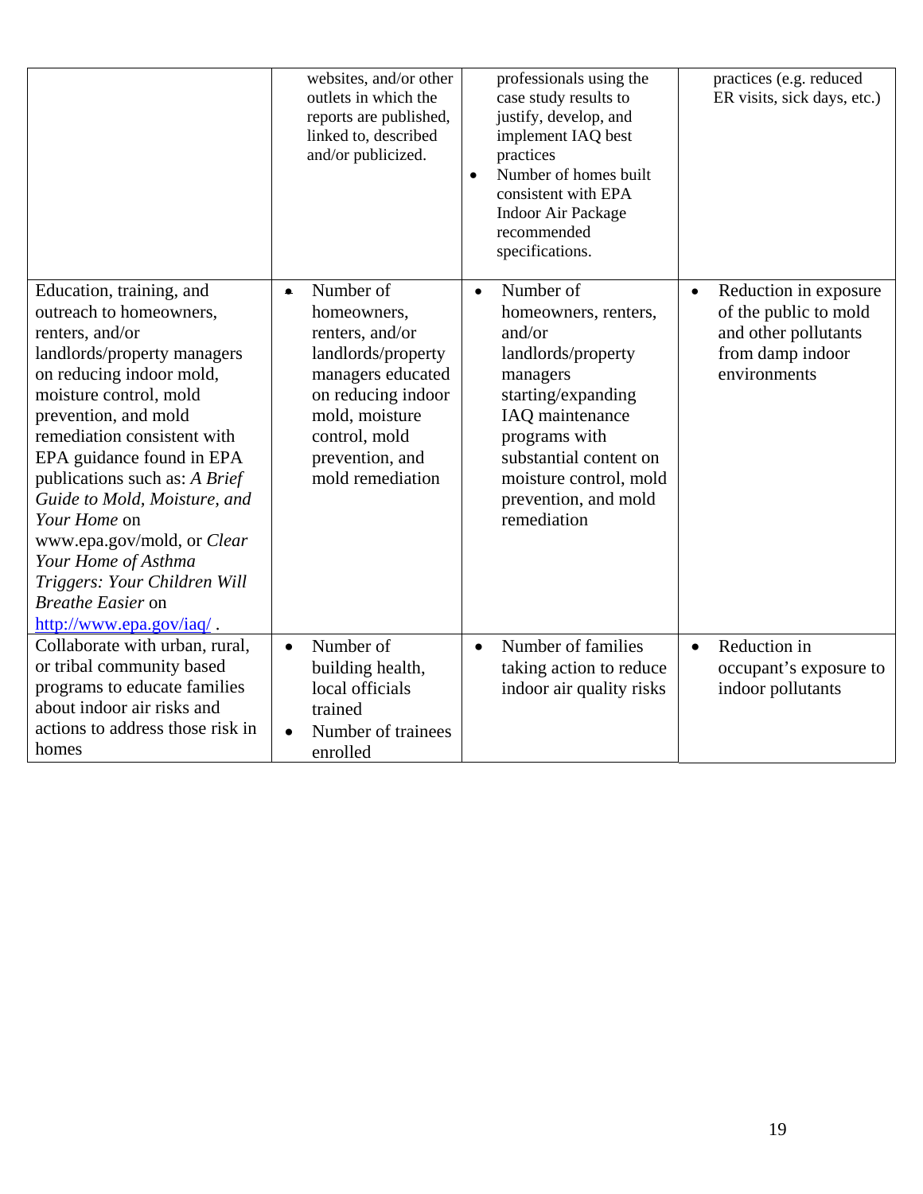| | | | |
|---|---|---|---|
| | websites, and/or other outlets in which the reports are published, linked to, described and/or publicized. | professionals using the case study results to justify, develop, and implement IAQ best practices<br>• Number of homes built consistent with EPA Indoor Air Package recommended specifications. | practices (e.g. reduced ER visits, sick days, etc.) |
| Education, training, and outreach to homeowners, renters, and/or landlords/property managers on reducing indoor mold, moisture control, mold prevention, and mold remediation consistent with EPA guidance found in EPA publications such as: *A Brief Guide to Mold, Moisture, and Your Home* on www.epa.gov/mold, or *Clear Your Home of Asthma Triggers: Your Children Will Breathe Easier* on http://www.epa.gov/iaq/ . | • Number of homeowners, renters, and/or landlords/property managers educated on reducing indoor mold, moisture control, mold prevention, and mold remediation | • Number of homeowners, renters, and/or landlords/property managers starting/expanding IAQ maintenance programs with substantial content on moisture control, mold prevention, and mold remediation | • Reduction in exposure of the public to mold and other pollutants from damp indoor environments |
| Collaborate with urban, rural, or tribal community based programs to educate families about indoor air risks and actions to address those risk in homes | • Number of building health, local officials trained<br>• Number of trainees enrolled | • Number of families taking action to reduce indoor air quality risks | • Reduction in occupant's exposure to indoor pollutants |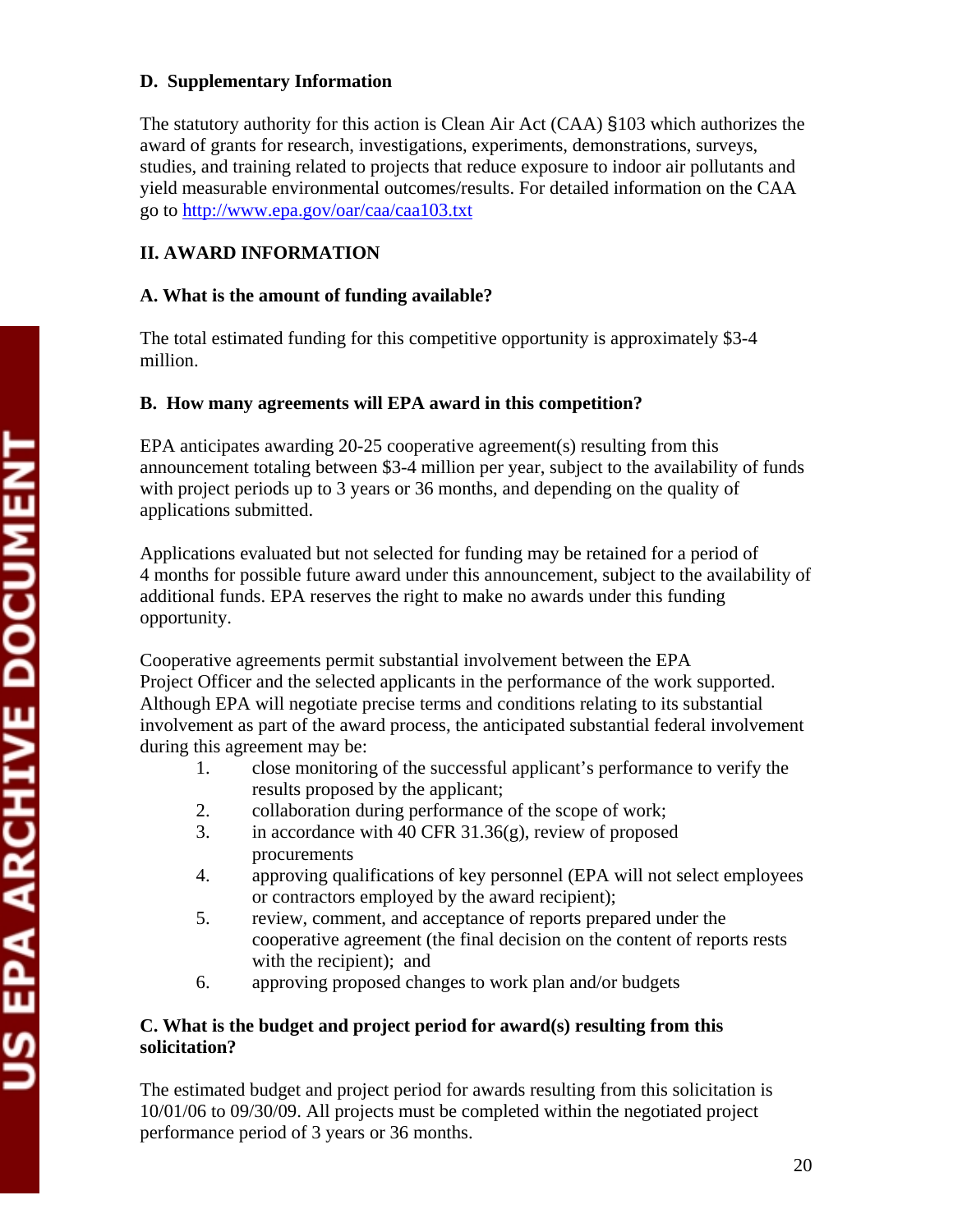### D. Supplementary Information

The statutory authority for this action is Clean Air Act (CAA) §103 which authorizes the award of grants for research, investigations, experiments, demonstrations, surveys, studies, and training related to projects that reduce exposure to indoor air pollutants and yield measurable environmental outcomes/results. For detailed information on the CAA go to http://www.epa.gov/oar/caa/caa103.txt

## II. AWARD INFORMATION

### A. What is the amount of funding available?

The total estimated funding for this competitive opportunity is approximately $3-4 million.

### B. How many agreements will EPA award in this competition?

EPA anticipates awarding 20-25 cooperative agreement(s) resulting from this announcement totaling between $3-4 million per year, subject to the availability of funds with project periods up to 3 years or 36 months, and depending on the quality of applications submitted.

Applications evaluated but not selected for funding may be retained for a period of 4 months for possible future award under this announcement, subject to the availability of additional funds. EPA reserves the right to make no awards under this funding opportunity.

Cooperative agreements permit substantial involvement between the EPA Project Officer and the selected applicants in the performance of the work supported. Although EPA will negotiate precise terms and conditions relating to its substantial involvement as part of the award process, the anticipated substantial federal involvement during this agreement may be:

1. close monitoring of the successful applicant's performance to verify the results proposed by the applicant;
2. collaboration during performance of the scope of work;
3. in accordance with 40 CFR 31.36(g), review of proposed procurements
4. approving qualifications of key personnel (EPA will not select employees or contractors employed by the award recipient);
5. review, comment, and acceptance of reports prepared under the cooperative agreement (the final decision on the content of reports rests with the recipient); and
6. approving proposed changes to work plan and/or budgets

### C. What is the budget and project period for award(s) resulting from this solicitation?

The estimated budget and project period for awards resulting from this solicitation is 10/01/06 to 09/30/09. All projects must be completed within the negotiated project performance period of 3 years or 36 months.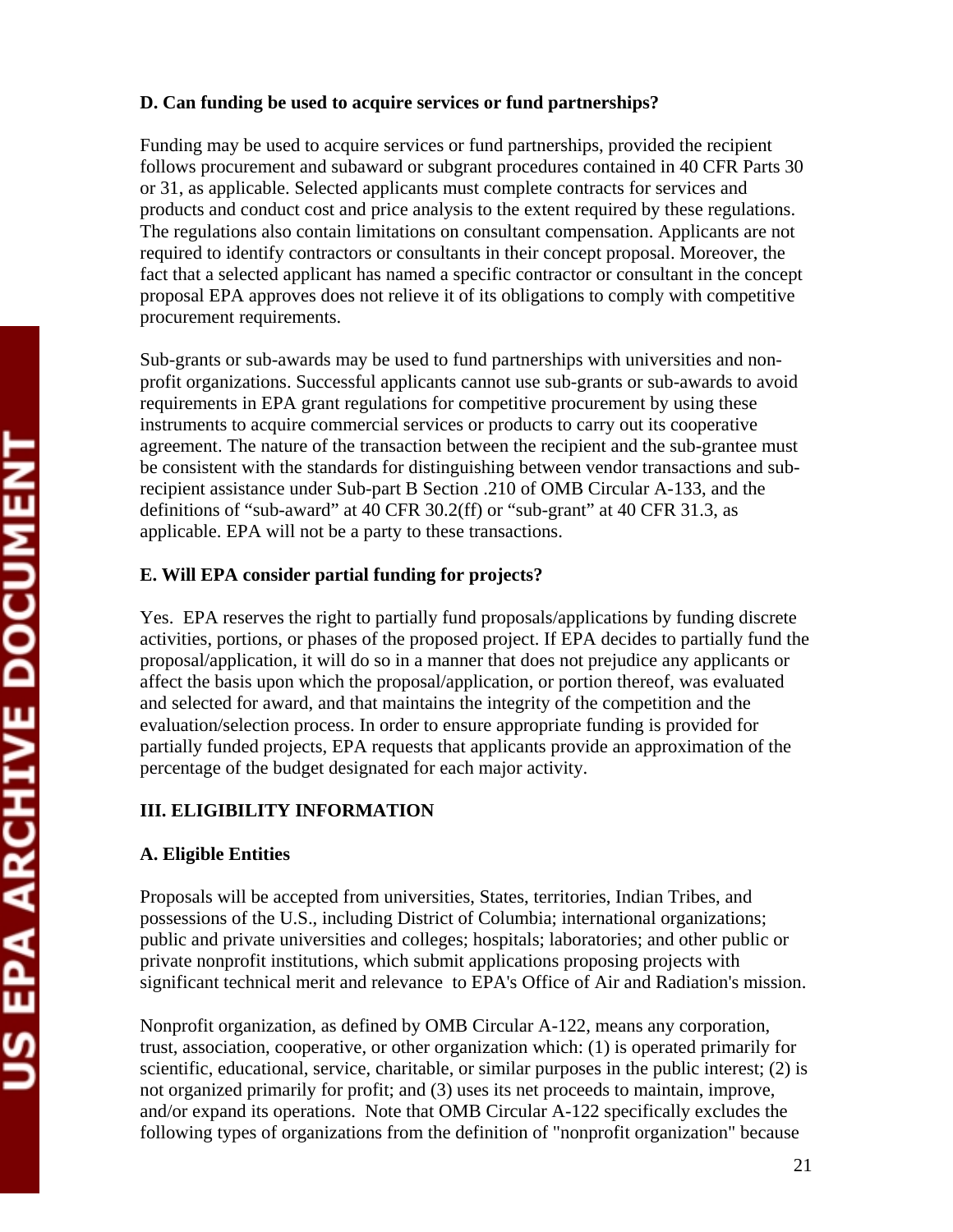### D. Can funding be used to acquire services or fund partnerships?

Funding may be used to acquire services or fund partnerships, provided the recipient follows procurement and subaward or subgrant procedures contained in 40 CFR Parts 30 or 31, as applicable. Selected applicants must complete contracts for services and products and conduct cost and price analysis to the extent required by these regulations. The regulations also contain limitations on consultant compensation. Applicants are not required to identify contractors or consultants in their concept proposal. Moreover, the fact that a selected applicant has named a specific contractor or consultant in the concept proposal EPA approves does not relieve it of its obligations to comply with competitive procurement requirements.

Sub-grants or sub-awards may be used to fund partnerships with universities and non-profit organizations. Successful applicants cannot use sub-grants or sub-awards to avoid requirements in EPA grant regulations for competitive procurement by using these instruments to acquire commercial services or products to carry out its cooperative agreement. The nature of the transaction between the recipient and the sub-grantee must be consistent with the standards for distinguishing between vendor transactions and sub-recipient assistance under Sub-part B Section .210 of OMB Circular A-133, and the definitions of "sub-award" at 40 CFR 30.2(ff) or "sub-grant" at 40 CFR 31.3, as applicable. EPA will not be a party to these transactions.

### E. Will EPA consider partial funding for projects?

Yes. EPA reserves the right to partially fund proposals/applications by funding discrete activities, portions, or phases of the proposed project. If EPA decides to partially fund the proposal/application, it will do so in a manner that does not prejudice any applicants or affect the basis upon which the proposal/application, or portion thereof, was evaluated and selected for award, and that maintains the integrity of the competition and the evaluation/selection process. In order to ensure appropriate funding is provided for partially funded projects, EPA requests that applicants provide an approximation of the percentage of the budget designated for each major activity.

## III. ELIGIBILITY INFORMATION

### A. Eligible Entities

Proposals will be accepted from universities, States, territories, Indian Tribes, and possessions of the U.S., including District of Columbia; international organizations; public and private universities and colleges; hospitals; laboratories; and other public or private nonprofit institutions, which submit applications proposing projects with significant technical merit and relevance to EPA's Office of Air and Radiation's mission.

Nonprofit organization, as defined by OMB Circular A-122, means any corporation, trust, association, cooperative, or other organization which: (1) is operated primarily for scientific, educational, service, charitable, or similar purposes in the public interest; (2) is not organized primarily for profit; and (3) uses its net proceeds to maintain, improve, and/or expand its operations. Note that OMB Circular A-122 specifically excludes the following types of organizations from the definition of "nonprofit organization" because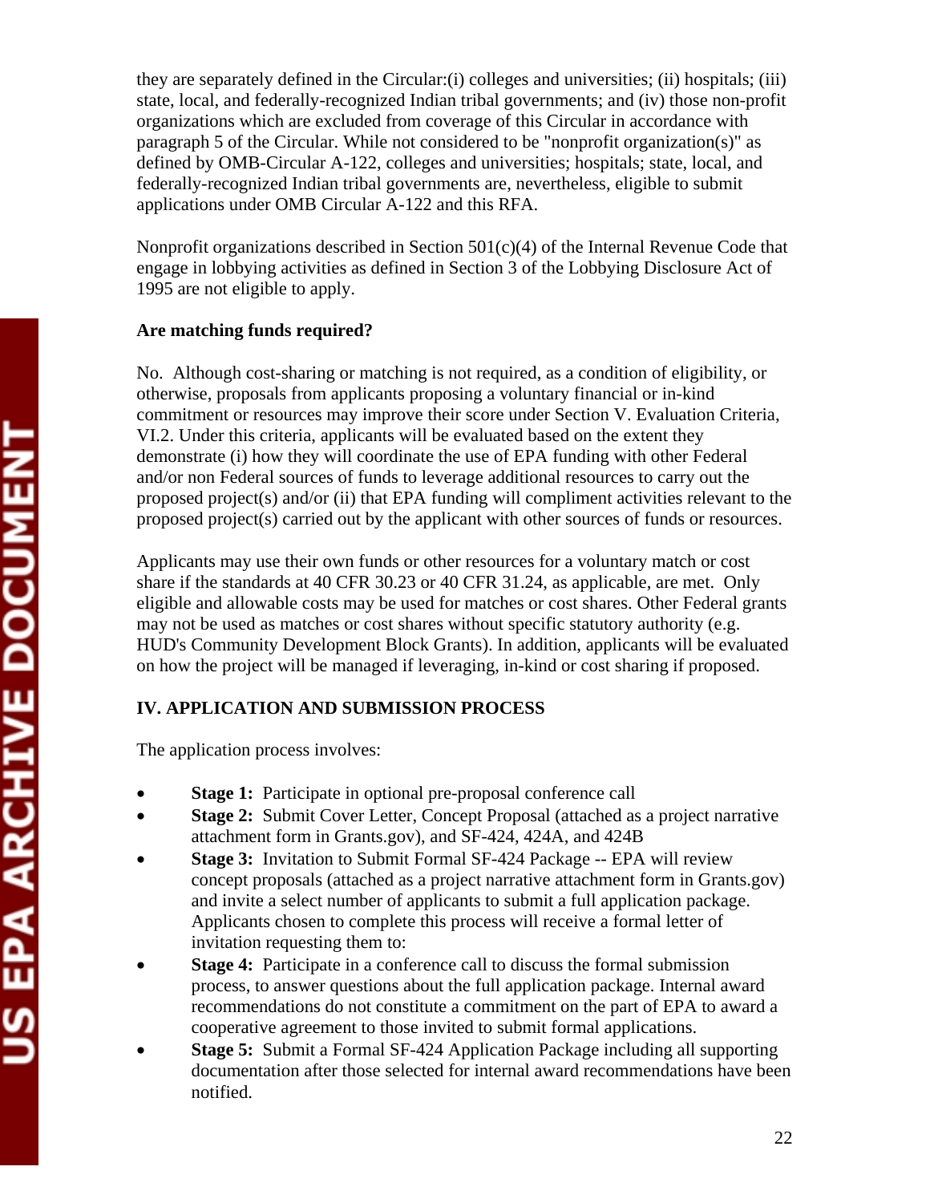they are separately defined in the Circular:(i) colleges and universities; (ii) hospitals; (iii) state, local, and federally-recognized Indian tribal governments; and (iv) those non-profit organizations which are excluded from coverage of this Circular in accordance with paragraph 5 of the Circular. While not considered to be "nonprofit organization(s)" as defined by OMB-Circular A-122, colleges and universities; hospitals; state, local, and federally-recognized Indian tribal governments are, nevertheless, eligible to submit applications under OMB Circular A-122 and this RFA.

Nonprofit organizations described in Section 501(c)(4) of the Internal Revenue Code that engage in lobbying activities as defined in Section 3 of the Lobbying Disclosure Act of 1995 are not eligible to apply.

**Are matching funds required?**

No. Although cost-sharing or matching is not required, as a condition of eligibility, or otherwise, proposals from applicants proposing a voluntary financial or in-kind commitment or resources may improve their score under Section V. Evaluation Criteria, VI.2. Under this criteria, applicants will be evaluated based on the extent they demonstrate (i) how they will coordinate the use of EPA funding with other Federal and/or non Federal sources of funds to leverage additional resources to carry out the proposed project(s) and/or (ii) that EPA funding will compliment activities relevant to the proposed project(s) carried out by the applicant with other sources of funds or resources.

Applicants may use their own funds or other resources for a voluntary match or cost share if the standards at 40 CFR 30.23 or 40 CFR 31.24, as applicable, are met. Only eligible and allowable costs may be used for matches or cost shares. Other Federal grants may not be used as matches or cost shares without specific statutory authority (e.g. HUD's Community Development Block Grants). In addition, applicants will be evaluated on how the project will be managed if leveraging, in-kind or cost sharing if proposed.

## IV. APPLICATION AND SUBMISSION PROCESS

The application process involves:

- **Stage 1:** Participate in optional pre-proposal conference call
- **Stage 2:** Submit Cover Letter, Concept Proposal (attached as a project narrative attachment form in Grants.gov), and SF-424, 424A, and 424B
- **Stage 3:** Invitation to Submit Formal SF-424 Package -- EPA will review concept proposals (attached as a project narrative attachment form in Grants.gov) and invite a select number of applicants to submit a full application package. Applicants chosen to complete this process will receive a formal letter of invitation requesting them to:
- **Stage 4:** Participate in a conference call to discuss the formal submission process, to answer questions about the full application package. Internal award recommendations do not constitute a commitment on the part of EPA to award a cooperative agreement to those invited to submit formal applications.
- **Stage 5:** Submit a Formal SF-424 Application Package including all supporting documentation after those selected for internal award recommendations have been notified.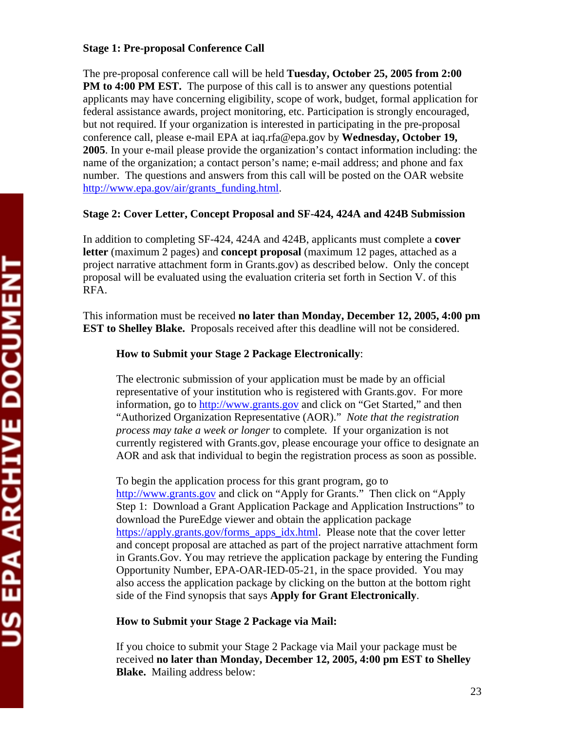**Stage 1: Pre-proposal Conference Call**

The pre-proposal conference call will be held **Tuesday, October 25, 2005 from 2:00 PM to 4:00 PM EST.** The purpose of this call is to answer any questions potential applicants may have concerning eligibility, scope of work, budget, formal application for federal assistance awards, project monitoring, etc. Participation is strongly encouraged, but not required. If your organization is interested in participating in the pre-proposal conference call, please e-mail EPA at iaq.rfa@epa.gov by **Wednesday, October 19, 2005**. In your e-mail please provide the organization's contact information including: the name of the organization; a contact person's name; e-mail address; and phone and fax number. The questions and answers from this call will be posted on the OAR website http://www.epa.gov/air/grants_funding.html.

**Stage 2: Cover Letter, Concept Proposal and SF-424, 424A and 424B Submission**

In addition to completing SF-424, 424A and 424B, applicants must complete a **cover letter** (maximum 2 pages) and **concept proposal** (maximum 12 pages, attached as a project narrative attachment form in Grants.gov) as described below. Only the concept proposal will be evaluated using the evaluation criteria set forth in Section V. of this RFA.

This information must be received **no later than Monday, December 12, 2005, 4:00 pm EST to Shelley Blake.** Proposals received after this deadline will not be considered.

**How to Submit your Stage 2 Package Electronically**:

The electronic submission of your application must be made by an official representative of your institution who is registered with Grants.gov. For more information, go to http://www.grants.gov and click on "Get Started," and then "Authorized Organization Representative (AOR)." *Note that the registration process may take a week or longer* to complete. If your organization is not currently registered with Grants.gov, please encourage your office to designate an AOR and ask that individual to begin the registration process as soon as possible.

To begin the application process for this grant program, go to http://www.grants.gov and click on "Apply for Grants." Then click on "Apply Step 1: Download a Grant Application Package and Application Instructions" to download the PureEdge viewer and obtain the application package https://apply.grants.gov/forms_apps_idx.html. Please note that the cover letter and concept proposal are attached as part of the project narrative attachment form in Grants.Gov. You may retrieve the application package by entering the Funding Opportunity Number, EPA-OAR-IED-05-21, in the space provided. You may also access the application package by clicking on the button at the bottom right side of the Find synopsis that says **Apply for Grant Electronically**.

**How to Submit your Stage 2 Package via Mail:**

If you choice to submit your Stage 2 Package via Mail your package must be received **no later than Monday, December 12, 2005, 4:00 pm EST to Shelley Blake.** Mailing address below: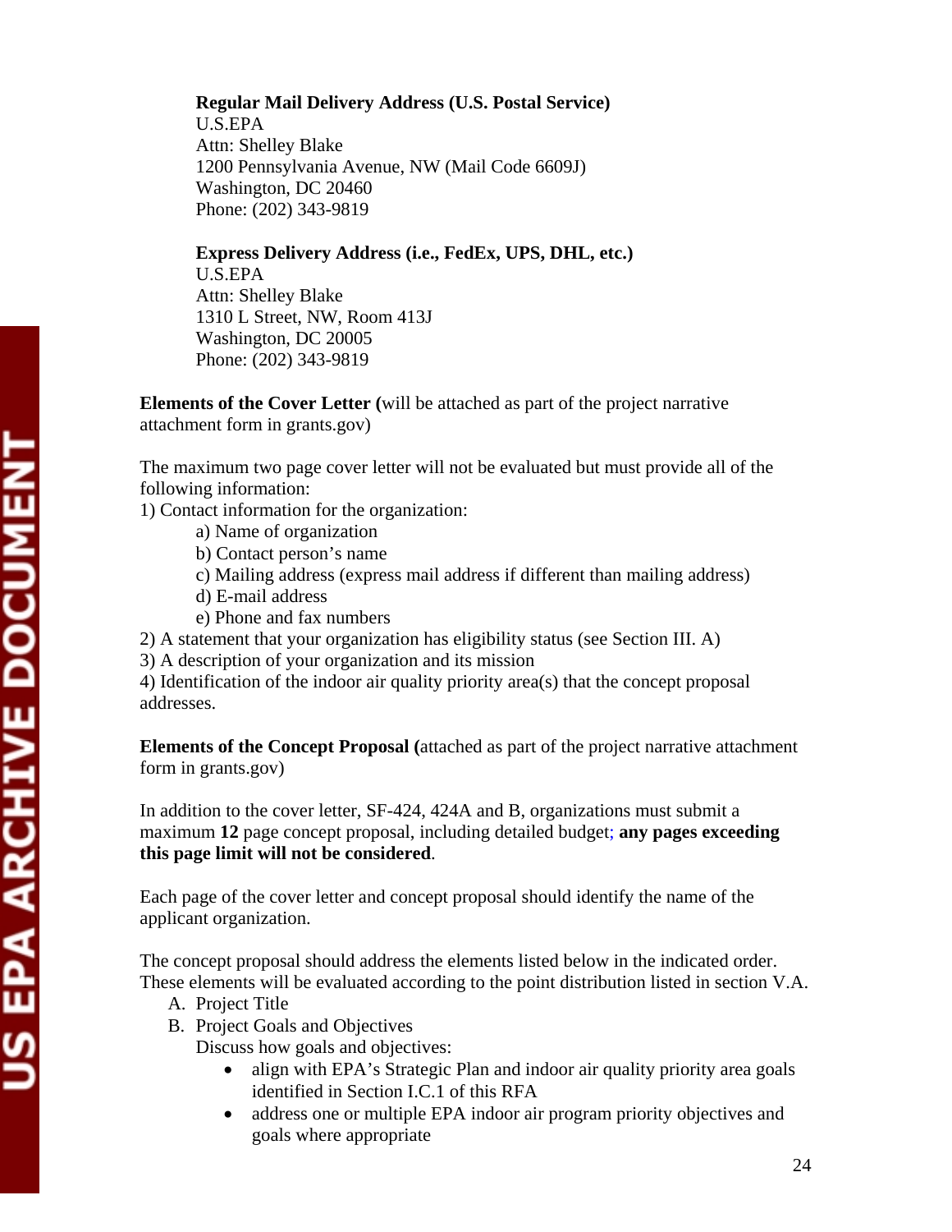**Regular Mail Delivery Address (U.S. Postal Service)**
U.S.EPA
Attn: Shelley Blake
1200 Pennsylvania Avenue, NW (Mail Code 6609J)
Washington, DC 20460
Phone: (202) 343-9819

**Express Delivery Address (i.e., FedEx, UPS, DHL, etc.)**
U.S.EPA
Attn: Shelley Blake
1310 L Street, NW, Room 413J
Washington, DC 20005
Phone: (202) 343-9819

**Elements of the Cover Letter (**will be attached as part of the project narrative attachment form in grants.gov)

The maximum two page cover letter will not be evaluated but must provide all of the following information:

1) Contact information for the organization:
   - a) Name of organization
   - b) Contact person's name
   - c) Mailing address (express mail address if different than mailing address)
   - d) E-mail address
   - e) Phone and fax numbers

2) A statement that your organization has eligibility status (see Section III. A)

3) A description of your organization and its mission

4) Identification of the indoor air quality priority area(s) that the concept proposal addresses.

**Elements of the Concept Proposal (**attached as part of the project narrative attachment form in grants.gov)

In addition to the cover letter, SF-424, 424A and B, organizations must submit a maximum **12** page concept proposal, including detailed budget; **any pages exceeding this page limit will not be considered**.

Each page of the cover letter and concept proposal should identify the name of the applicant organization.

The concept proposal should address the elements listed below in the indicated order. These elements will be evaluated according to the point distribution listed in section V.A.

A. Project Title
B. Project Goals and Objectives
   Discuss how goals and objectives:
   - align with EPA's Strategic Plan and indoor air quality priority area goals identified in Section I.C.1 of this RFA
   - address one or multiple EPA indoor air program priority objectives and goals where appropriate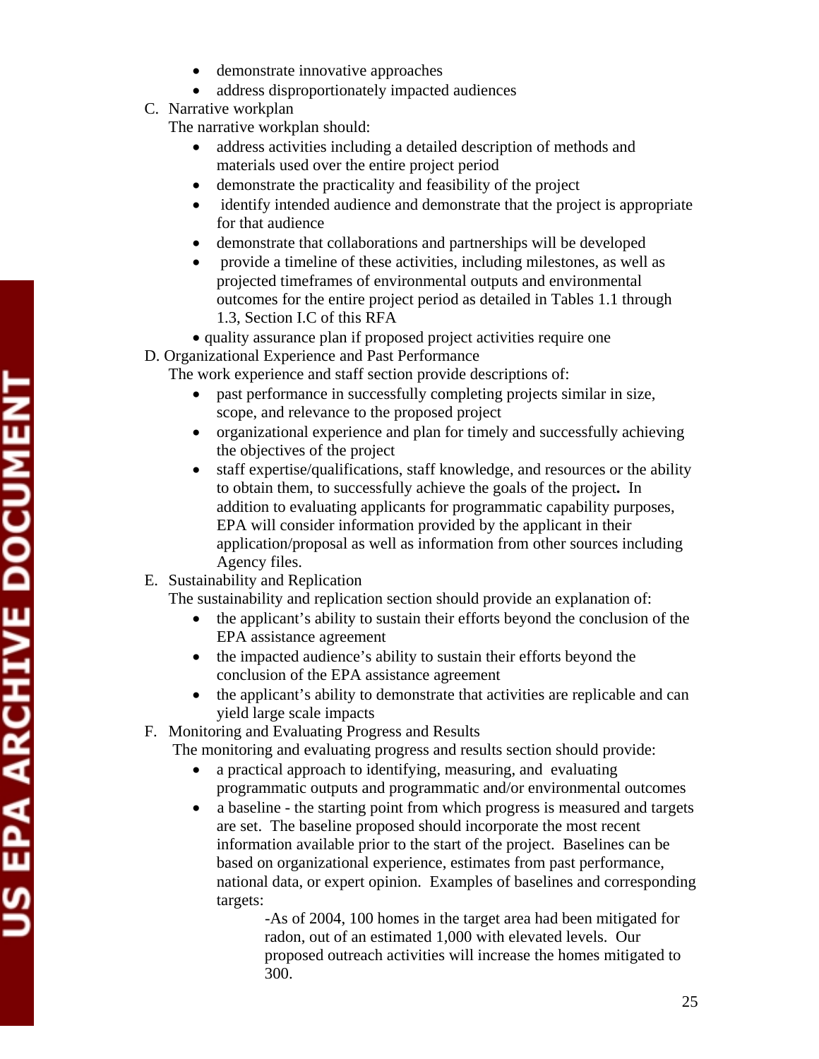- demonstrate innovative approaches
- address disproportionately impacted audiences

C. Narrative workplan

The narrative workplan should:

- address activities including a detailed description of methods and materials used over the entire project period
- demonstrate the practicality and feasibility of the project
- identify intended audience and demonstrate that the project is appropriate for that audience
- demonstrate that collaborations and partnerships will be developed
- provide a timeline of these activities, including milestones, as well as projected timeframes of environmental outputs and environmental outcomes for the entire project period as detailed in Tables 1.1 through 1.3, Section I.C of this RFA
- quality assurance plan if proposed project activities require one

D. Organizational Experience and Past Performance

The work experience and staff section provide descriptions of:

- past performance in successfully completing projects similar in size, scope, and relevance to the proposed project
- organizational experience and plan for timely and successfully achieving the objectives of the project
- staff expertise/qualifications, staff knowledge, and resources or the ability to obtain them, to successfully achieve the goals of the project**.** In addition to evaluating applicants for programmatic capability purposes, EPA will consider information provided by the applicant in their application/proposal as well as information from other sources including Agency files.

E. Sustainability and Replication

The sustainability and replication section should provide an explanation of:

- the applicant's ability to sustain their efforts beyond the conclusion of the EPA assistance agreement
- the impacted audience's ability to sustain their efforts beyond the conclusion of the EPA assistance agreement
- the applicant's ability to demonstrate that activities are replicable and can yield large scale impacts

F. Monitoring and Evaluating Progress and Results

The monitoring and evaluating progress and results section should provide:

- a practical approach to identifying, measuring, and evaluating programmatic outputs and programmatic and/or environmental outcomes
- a baseline - the starting point from which progress is measured and targets are set. The baseline proposed should incorporate the most recent information available prior to the start of the project. Baselines can be based on organizational experience, estimates from past performance, national data, or expert opinion. Examples of baselines and corresponding targets:

  -As of 2004, 100 homes in the target area had been mitigated for radon, out of an estimated 1,000 with elevated levels. Our proposed outreach activities will increase the homes mitigated to 300.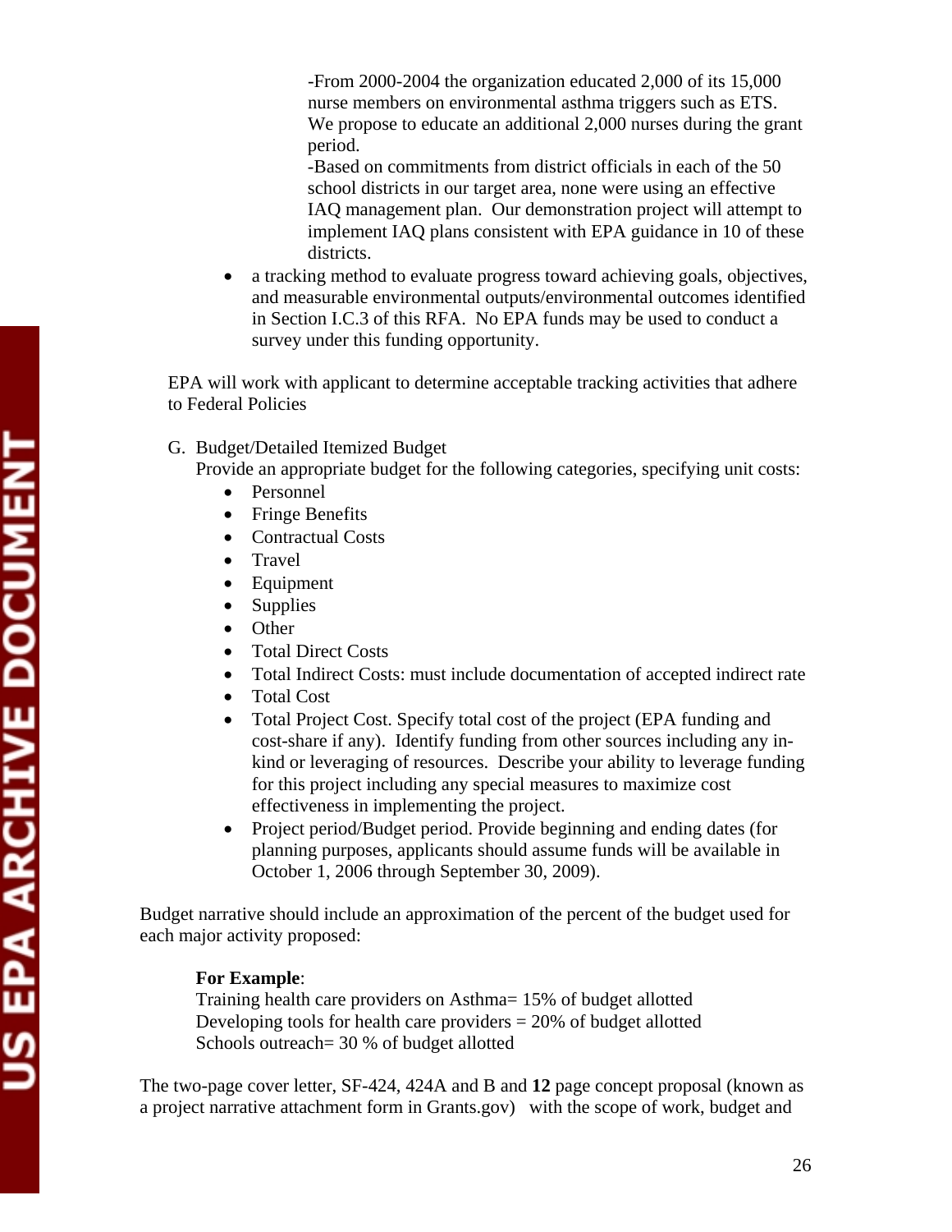-From 2000-2004 the organization educated 2,000 of its 15,000 nurse members on environmental asthma triggers such as ETS. We propose to educate an additional 2,000 nurses during the grant period.

-Based on commitments from district officials in each of the 50 school districts in our target area, none were using an effective IAQ management plan. Our demonstration project will attempt to implement IAQ plans consistent with EPA guidance in 10 of these districts.

- a tracking method to evaluate progress toward achieving goals, objectives, and measurable environmental outputs/environmental outcomes identified in Section I.C.3 of this RFA. No EPA funds may be used to conduct a survey under this funding opportunity.

EPA will work with applicant to determine acceptable tracking activities that adhere to Federal Policies

G. Budget/Detailed Itemized Budget

Provide an appropriate budget for the following categories, specifying unit costs:

- Personnel
- Fringe Benefits
- Contractual Costs
- Travel
- Equipment
- Supplies
- Other
- Total Direct Costs
- Total Indirect Costs: must include documentation of accepted indirect rate
- Total Cost
- Total Project Cost. Specify total cost of the project (EPA funding and cost-share if any). Identify funding from other sources including any in-kind or leveraging of resources. Describe your ability to leverage funding for this project including any special measures to maximize cost effectiveness in implementing the project.
- Project period/Budget period. Provide beginning and ending dates (for planning purposes, applicants should assume funds will be available in October 1, 2006 through September 30, 2009).

Budget narrative should include an approximation of the percent of the budget used for each major activity proposed:

**For Example**:

Training health care providers on Asthma= 15% of budget allotted
Developing tools for health care providers = 20% of budget allotted
Schools outreach= 30 % of budget allotted

The two-page cover letter, SF-424, 424A and B and **12** page concept proposal (known as a project narrative attachment form in Grants.gov) with the scope of work, budget and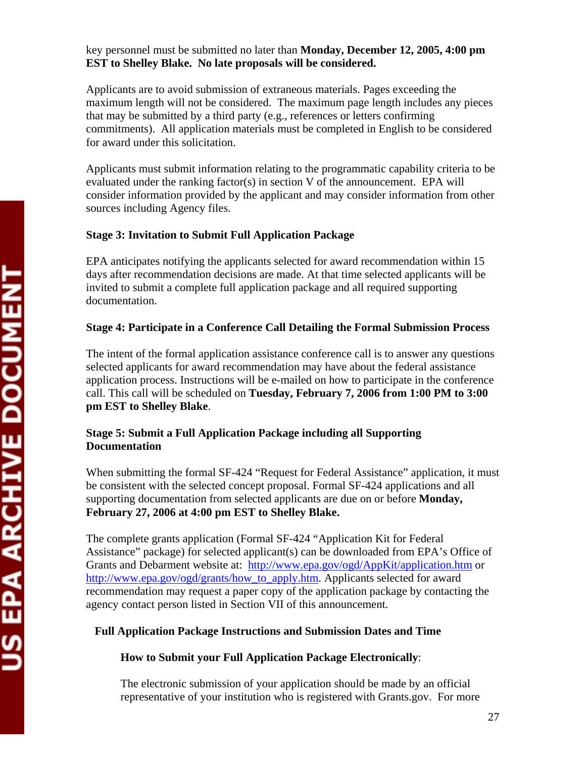key personnel must be submitted no later than **Monday, December 12, 2005, 4:00 pm EST to Shelley Blake. No late proposals will be considered.**

Applicants are to avoid submission of extraneous materials. Pages exceeding the maximum length will not be considered. The maximum page length includes any pieces that may be submitted by a third party (e.g., references or letters confirming commitments). All application materials must be completed in English to be considered for award under this solicitation.

Applicants must submit information relating to the programmatic capability criteria to be evaluated under the ranking factor(s) in section V of the announcement. EPA will consider information provided by the applicant and may consider information from other sources including Agency files.

**Stage 3: Invitation to Submit Full Application Package**

EPA anticipates notifying the applicants selected for award recommendation within 15 days after recommendation decisions are made. At that time selected applicants will be invited to submit a complete full application package and all required supporting documentation.

**Stage 4: Participate in a Conference Call Detailing the Formal Submission Process**

The intent of the formal application assistance conference call is to answer any questions selected applicants for award recommendation may have about the federal assistance application process. Instructions will be e-mailed on how to participate in the conference call. This call will be scheduled on **Tuesday, February 7, 2006 from 1:00 PM to 3:00 pm EST to Shelley Blake**.

**Stage 5: Submit a Full Application Package including all Supporting Documentation**

When submitting the formal SF-424 "Request for Federal Assistance" application, it must be consistent with the selected concept proposal. Formal SF-424 applications and all supporting documentation from selected applicants are due on or before **Monday, February 27, 2006 at 4:00 pm EST to Shelley Blake.**

The complete grants application (Formal SF-424 "Application Kit for Federal Assistance" package) for selected applicant(s) can be downloaded from EPA's Office of Grants and Debarment website at: http://www.epa.gov/ogd/AppKit/application.htm or http://www.epa.gov/ogd/grants/how_to_apply.htm. Applicants selected for award recommendation may request a paper copy of the application package by contacting the agency contact person listed in Section VII of this announcement.

**Full Application Package Instructions and Submission Dates and Time**

**How to Submit your Full Application Package Electronically**:

The electronic submission of your application should be made by an official representative of your institution who is registered with Grants.gov. For more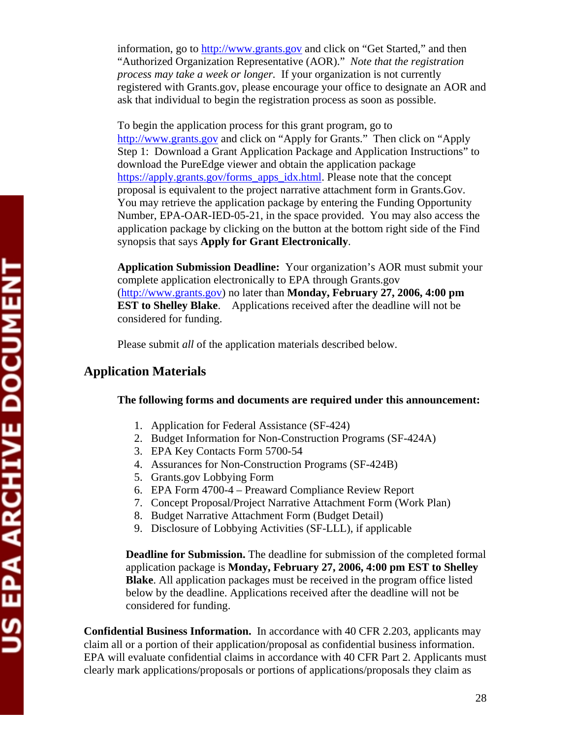information, go to http://www.grants.gov and click on "Get Started," and then "Authorized Organization Representative (AOR)." *Note that the registration process may take a week or longer*. If your organization is not currently registered with Grants.gov, please encourage your office to designate an AOR and ask that individual to begin the registration process as soon as possible.

To begin the application process for this grant program, go to http://www.grants.gov and click on "Apply for Grants." Then click on "Apply Step 1: Download a Grant Application Package and Application Instructions" to download the PureEdge viewer and obtain the application package https://apply.grants.gov/forms_apps_idx.html. Please note that the concept proposal is equivalent to the project narrative attachment form in Grants.Gov. You may retrieve the application package by entering the Funding Opportunity Number, EPA-OAR-IED-05-21, in the space provided. You may also access the application package by clicking on the button at the bottom right side of the Find synopsis that says **Apply for Grant Electronically**.

**Application Submission Deadline:** Your organization's AOR must submit your complete application electronically to EPA through Grants.gov (http://www.grants.gov) no later than **Monday, February 27, 2006, 4:00 pm EST to Shelley Blake**. Applications received after the deadline will not be considered for funding.

Please submit *all* of the application materials described below.

## Application Materials

**The following forms and documents are required under this announcement:**

1. Application for Federal Assistance (SF-424)
2. Budget Information for Non-Construction Programs (SF-424A)
3. EPA Key Contacts Form 5700-54
4. Assurances for Non-Construction Programs (SF-424B)
5. Grants.gov Lobbying Form
6. EPA Form 4700-4 – Preaward Compliance Review Report
7. Concept Proposal/Project Narrative Attachment Form (Work Plan)
8. Budget Narrative Attachment Form (Budget Detail)
9. Disclosure of Lobbying Activities (SF-LLL), if applicable

**Deadline for Submission.** The deadline for submission of the completed formal application package is **Monday, February 27, 2006, 4:00 pm EST to Shelley Blake**. All application packages must be received in the program office listed below by the deadline. Applications received after the deadline will not be considered for funding.

**Confidential Business Information.** In accordance with 40 CFR 2.203, applicants may claim all or a portion of their application/proposal as confidential business information. EPA will evaluate confidential claims in accordance with 40 CFR Part 2. Applicants must clearly mark applications/proposals or portions of applications/proposals they claim as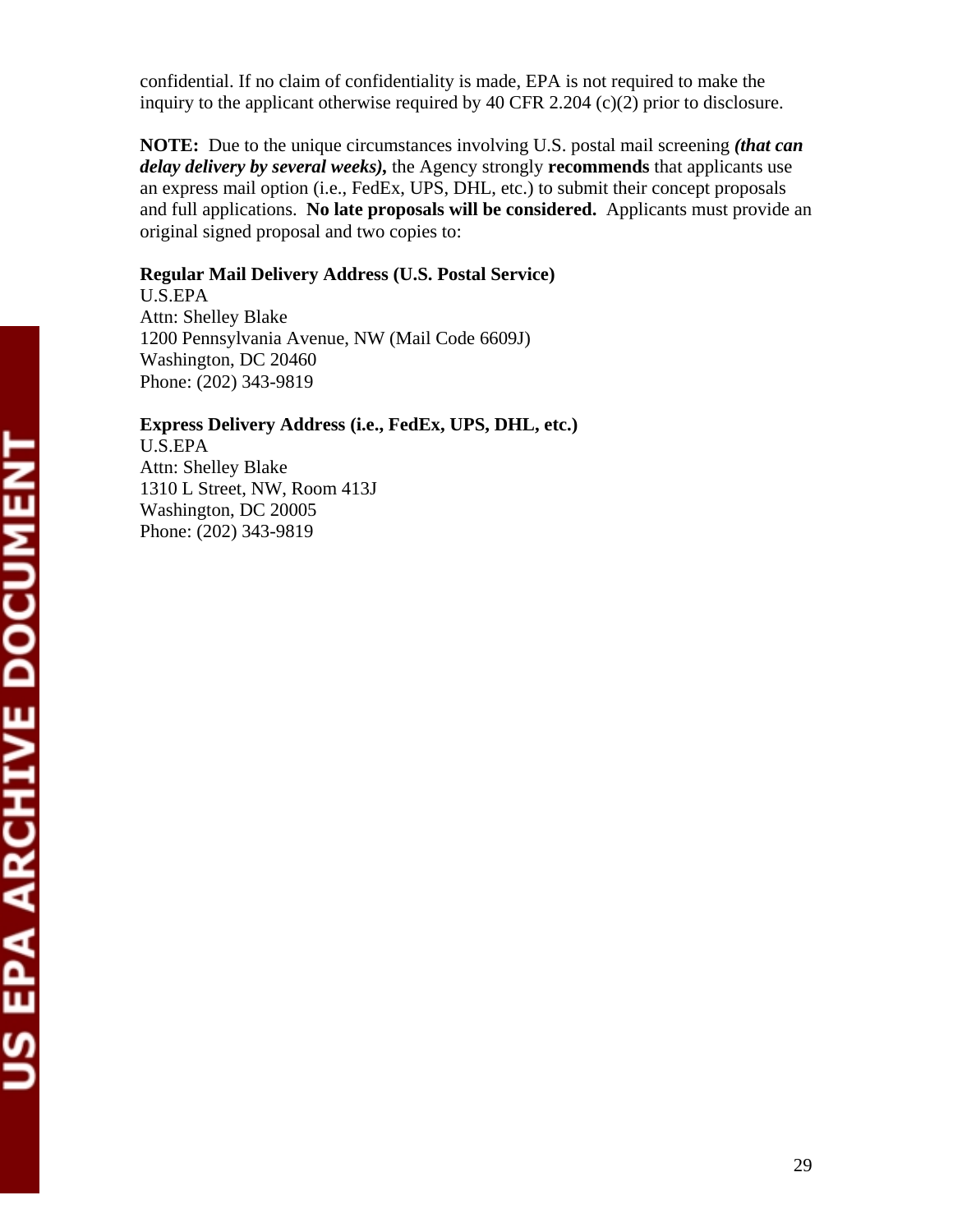confidential. If no claim of confidentiality is made, EPA is not required to make the inquiry to the applicant otherwise required by 40 CFR 2.204 (c)(2) prior to disclosure.

**NOTE:** Due to the unique circumstances involving U.S. postal mail screening ***(that can delay delivery by several weeks),*** the Agency strongly **recommends** that applicants use an express mail option (i.e., FedEx, UPS, DHL, etc.) to submit their concept proposals and full applications. **No late proposals will be considered.** Applicants must provide an original signed proposal and two copies to:

**Regular Mail Delivery Address (U.S. Postal Service)**
U.S.EPA
Attn: Shelley Blake
1200 Pennsylvania Avenue, NW (Mail Code 6609J)
Washington, DC 20460
Phone: (202) 343-9819

**Express Delivery Address (i.e., FedEx, UPS, DHL, etc.)**
U.S.EPA
Attn: Shelley Blake
1310 L Street, NW, Room 413J
Washington, DC 20005
Phone: (202) 343-9819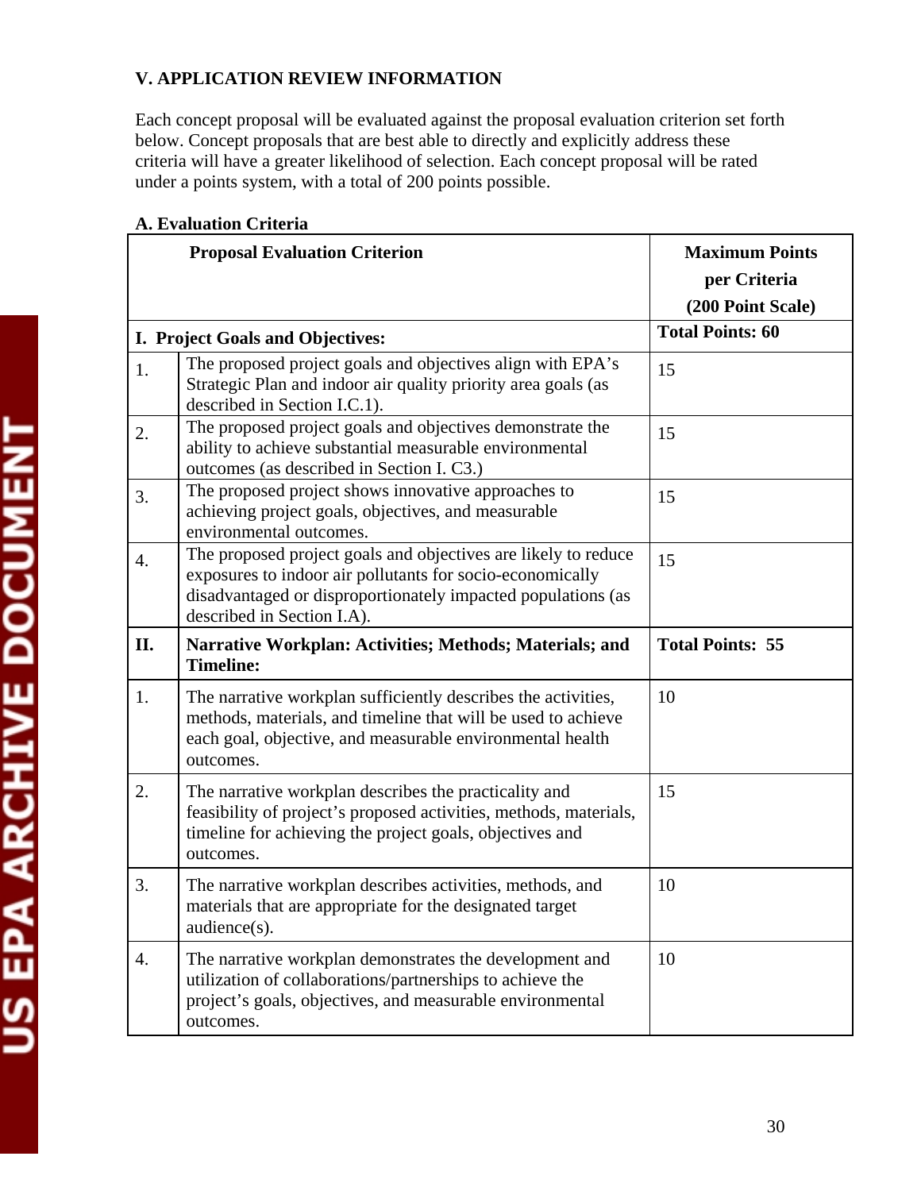## V. APPLICATION REVIEW INFORMATION

Each concept proposal will be evaluated against the proposal evaluation criterion set forth below. Concept proposals that are best able to directly and explicitly address these criteria will have a greater likelihood of selection. Each concept proposal will be rated under a points system, with a total of 200 points possible.

### A. Evaluation Criteria

| | Proposal Evaluation Criterion | Maximum Points per Criteria (200 Point Scale) |
|---|---|---|
| **I.** | **Project Goals and Objectives:** | **Total Points: 60** |
| 1. | The proposed project goals and objectives align with EPA's Strategic Plan and indoor air quality priority area goals (as described in Section I.C.1). | 15 |
| 2. | The proposed project goals and objectives demonstrate the ability to achieve substantial measurable environmental outcomes (as described in Section I. C3.) | 15 |
| 3. | The proposed project shows innovative approaches to achieving project goals, objectives, and measurable environmental outcomes. | 15 |
| 4. | The proposed project goals and objectives are likely to reduce exposures to indoor air pollutants for socio-economically disadvantaged or disproportionately impacted populations (as described in Section I.A). | 15 |
| **II.** | **Narrative Workplan: Activities; Methods; Materials; and Timeline:** | **Total Points: 55** |
| 1. | The narrative workplan sufficiently describes the activities, methods, materials, and timeline that will be used to achieve each goal, objective, and measurable environmental health outcomes. | 10 |
| 2. | The narrative workplan describes the practicality and feasibility of project's proposed activities, methods, materials, timeline for achieving the project goals, objectives and outcomes. | 15 |
| 3. | The narrative workplan describes activities, methods, and materials that are appropriate for the designated target audience(s). | 10 |
| 4. | The narrative workplan demonstrates the development and utilization of collaborations/partnerships to achieve the project's goals, objectives, and measurable environmental outcomes. | 10 |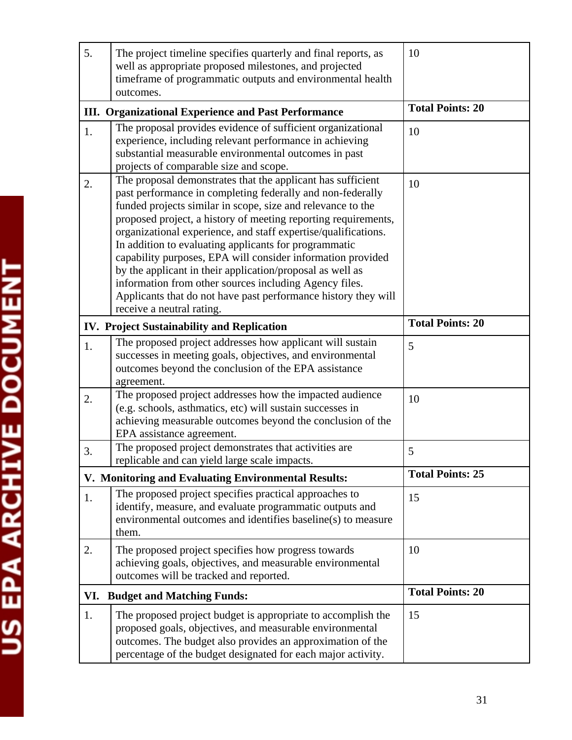| | | |
|---|---|---|
| 5. | The project timeline specifies quarterly and final reports, as well as appropriate proposed milestones, and projected timeframe of programmatic outputs and environmental health outcomes. | 10 |
| **III. Organizational Experience and Past Performance** | | **Total Points: 20** |
| 1. | The proposal provides evidence of sufficient organizational experience, including relevant performance in achieving substantial measurable environmental outcomes in past projects of comparable size and scope. | 10 |
| 2. | The proposal demonstrates that the applicant has sufficient past performance in completing federally and non-federally funded projects similar in scope, size and relevance to the proposed project, a history of meeting reporting requirements, organizational experience, and staff expertise/qualifications. In addition to evaluating applicants for programmatic capability purposes, EPA will consider information provided by the applicant in their application/proposal as well as information from other sources including Agency files. Applicants that do not have past performance history they will receive a neutral rating. | 10 |
| **IV. Project Sustainability and Replication** | | **Total Points: 20** |
| 1. | The proposed project addresses how applicant will sustain successes in meeting goals, objectives, and environmental outcomes beyond the conclusion of the EPA assistance agreement. | 5 |
| 2. | The proposed project addresses how the impacted audience (e.g. schools, asthmatics, etc) will sustain successes in achieving measurable outcomes beyond the conclusion of the EPA assistance agreement. | 10 |
| 3. | The proposed project demonstrates that activities are replicable and can yield large scale impacts. | 5 |
| **V. Monitoring and Evaluating Environmental Results:** | | **Total Points: 25** |
| 1. | The proposed project specifies practical approaches to identify, measure, and evaluate programmatic outputs and environmental outcomes and identifies baseline(s) to measure them. | 15 |
| 2. | The proposed project specifies how progress towards achieving goals, objectives, and measurable environmental outcomes will be tracked and reported. | 10 |
| **VI. Budget and Matching Funds:** | | **Total Points: 20** |
| 1. | The proposed project budget is appropriate to accomplish the proposed goals, objectives, and measurable environmental outcomes. The budget also provides an approximation of the percentage of the budget designated for each major activity. | 15 |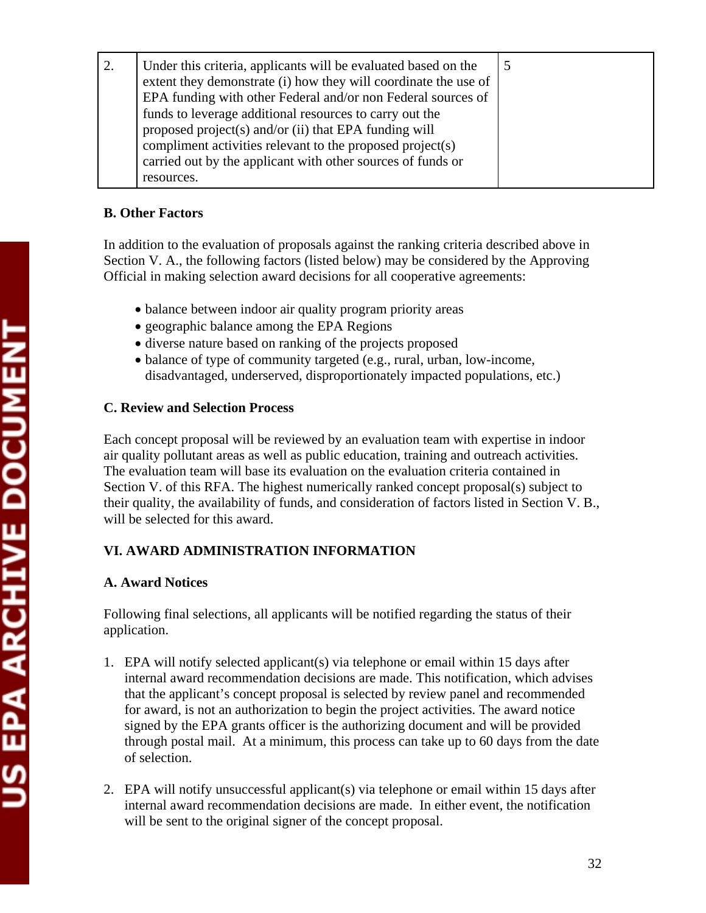| 2. | Under this criteria, applicants will be evaluated based on the extent they demonstrate (i) how they will coordinate the use of EPA funding with other Federal and/or non Federal sources of funds to leverage additional resources to carry out the proposed project(s) and/or (ii) that EPA funding will compliment activities relevant to the proposed project(s) carried out by the applicant with other sources of funds or resources. | 5 |
|---|---|---|

**B. Other Factors**

In addition to the evaluation of proposals against the ranking criteria described above in Section V. A., the following factors (listed below) may be considered by the Approving Official in making selection award decisions for all cooperative agreements:

- balance between indoor air quality program priority areas
- geographic balance among the EPA Regions
- diverse nature based on ranking of the projects proposed
- balance of type of community targeted (e.g., rural, urban, low-income, disadvantaged, underserved, disproportionately impacted populations, etc.)

**C. Review and Selection Process**

Each concept proposal will be reviewed by an evaluation team with expertise in indoor air quality pollutant areas as well as public education, training and outreach activities. The evaluation team will base its evaluation on the evaluation criteria contained in Section V. of this RFA. The highest numerically ranked concept proposal(s) subject to their quality, the availability of funds, and consideration of factors listed in Section V. B., will be selected for this award.

## VI. AWARD ADMINISTRATION INFORMATION

**A. Award Notices**

Following final selections, all applicants will be notified regarding the status of their application.

1. EPA will notify selected applicant(s) via telephone or email within 15 days after internal award recommendation decisions are made. This notification, which advises that the applicant's concept proposal is selected by review panel and recommended for award, is not an authorization to begin the project activities. The award notice signed by the EPA grants officer is the authorizing document and will be provided through postal mail. At a minimum, this process can take up to 60 days from the date of selection.

2. EPA will notify unsuccessful applicant(s) via telephone or email within 15 days after internal award recommendation decisions are made. In either event, the notification will be sent to the original signer of the concept proposal.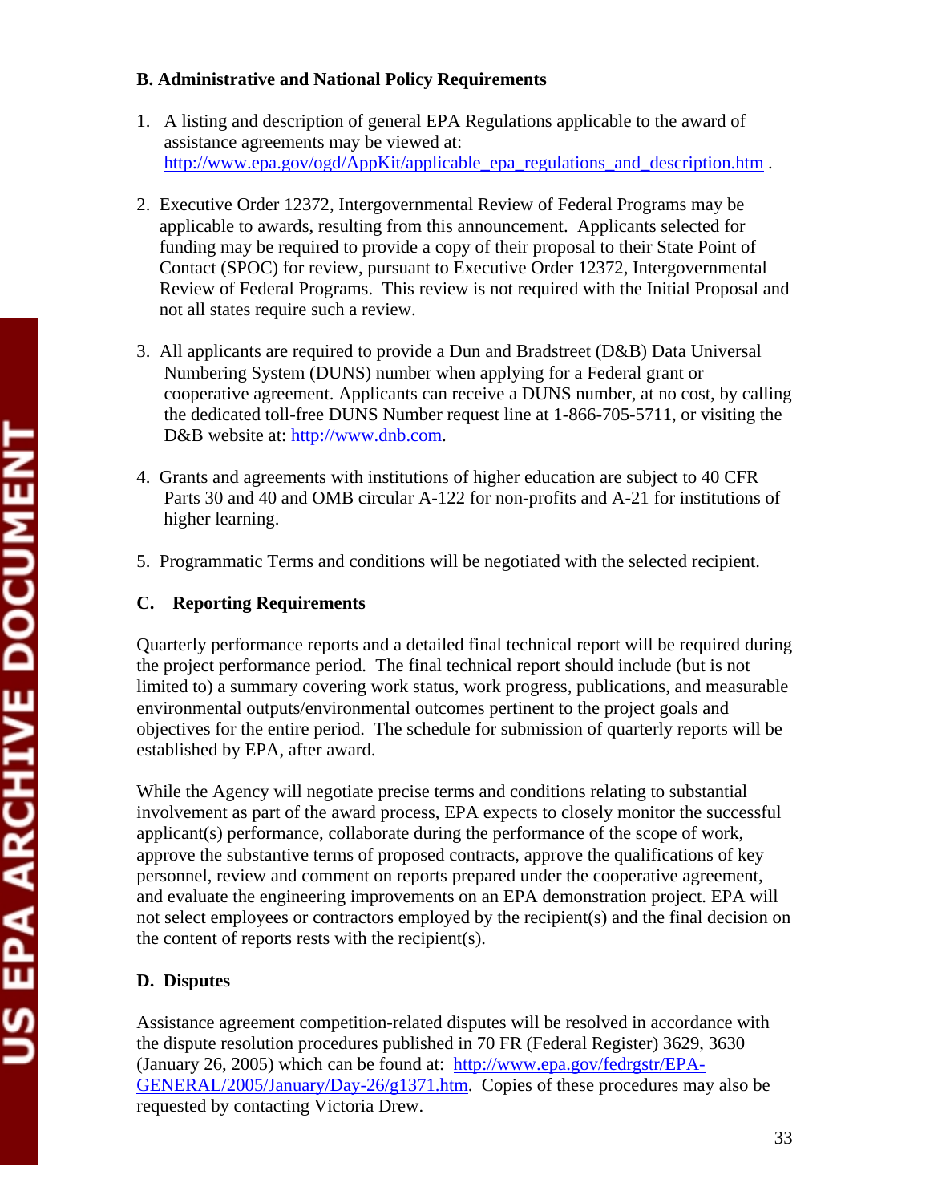### B. Administrative and National Policy Requirements

1. A listing and description of general EPA Regulations applicable to the award of assistance agreements may be viewed at: http://www.epa.gov/ogd/AppKit/applicable_epa_regulations_and_description.htm .

2. Executive Order 12372, Intergovernmental Review of Federal Programs may be applicable to awards, resulting from this announcement. Applicants selected for funding may be required to provide a copy of their proposal to their State Point of Contact (SPOC) for review, pursuant to Executive Order 12372, Intergovernmental Review of Federal Programs. This review is not required with the Initial Proposal and not all states require such a review.

3. All applicants are required to provide a Dun and Bradstreet (D&B) Data Universal Numbering System (DUNS) number when applying for a Federal grant or cooperative agreement. Applicants can receive a DUNS number, at no cost, by calling the dedicated toll-free DUNS Number request line at 1-866-705-5711, or visiting the D&B website at: http://www.dnb.com.

4. Grants and agreements with institutions of higher education are subject to 40 CFR Parts 30 and 40 and OMB circular A-122 for non-profits and A-21 for institutions of higher learning.

5. Programmatic Terms and conditions will be negotiated with the selected recipient.

### C. Reporting Requirements

Quarterly performance reports and a detailed final technical report will be required during the project performance period. The final technical report should include (but is not limited to) a summary covering work status, work progress, publications, and measurable environmental outputs/environmental outcomes pertinent to the project goals and objectives for the entire period. The schedule for submission of quarterly reports will be established by EPA, after award.

While the Agency will negotiate precise terms and conditions relating to substantial involvement as part of the award process, EPA expects to closely monitor the successful applicant(s) performance, collaborate during the performance of the scope of work, approve the substantive terms of proposed contracts, approve the qualifications of key personnel, review and comment on reports prepared under the cooperative agreement, and evaluate the engineering improvements on an EPA demonstration project. EPA will not select employees or contractors employed by the recipient(s) and the final decision on the content of reports rests with the recipient(s).

### D. Disputes

Assistance agreement competition-related disputes will be resolved in accordance with the dispute resolution procedures published in 70 FR (Federal Register) 3629, 3630 (January 26, 2005) which can be found at: http://www.epa.gov/fedrgstr/EPA-GENERAL/2005/January/Day-26/g1371.htm. Copies of these procedures may also be requested by contacting Victoria Drew.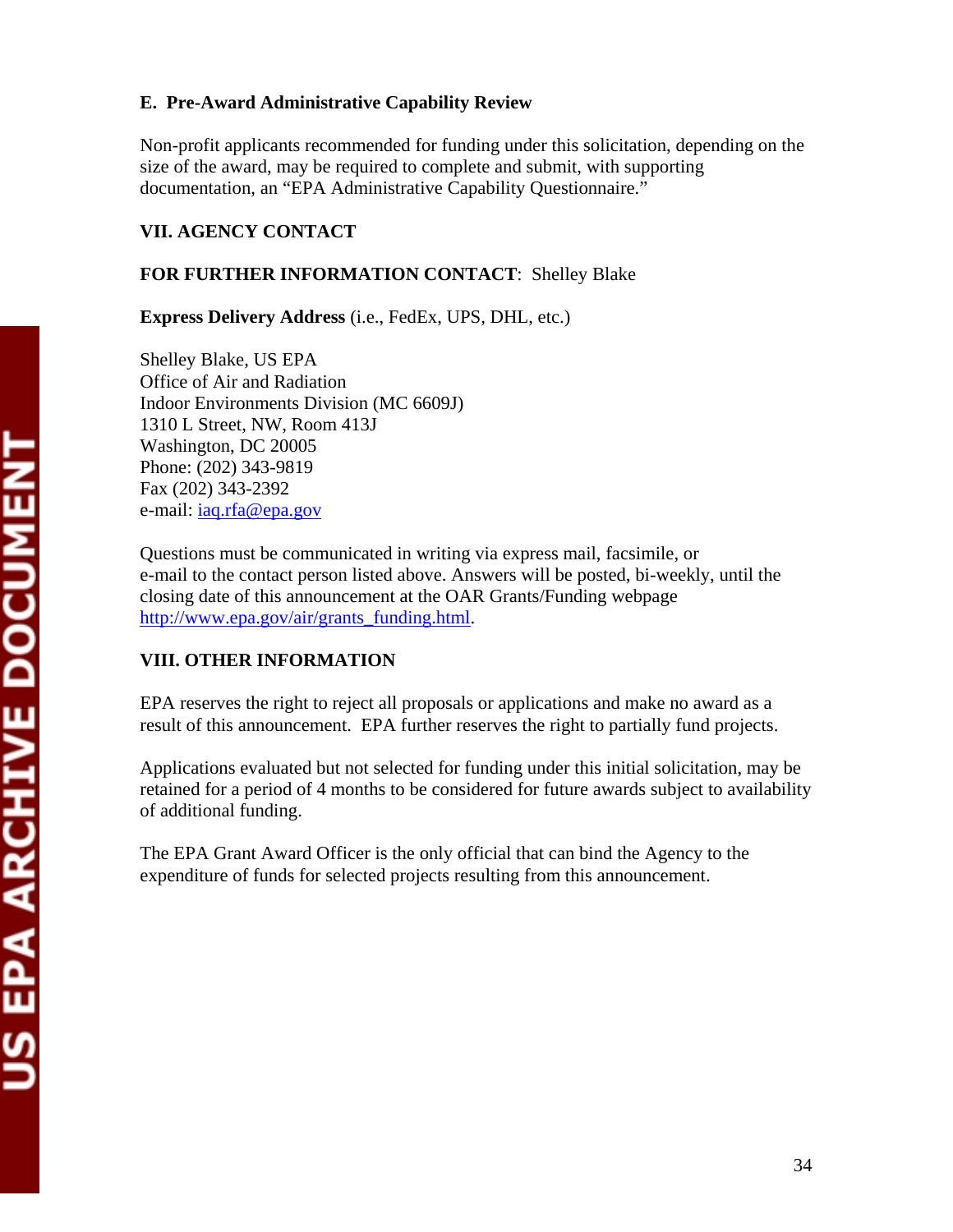### E. Pre-Award Administrative Capability Review

Non-profit applicants recommended for funding under this solicitation, depending on the size of the award, may be required to complete and submit, with supporting documentation, an "EPA Administrative Capability Questionnaire."

## VII. AGENCY CONTACT

**FOR FURTHER INFORMATION CONTACT**: Shelley Blake

**Express Delivery Address** (i.e., FedEx, UPS, DHL, etc.)

Shelley Blake, US EPA  
Office of Air and Radiation  
Indoor Environments Division (MC 6609J)  
1310 L Street, NW, Room 413J  
Washington, DC 20005  
Phone: (202) 343-9819  
Fax (202) 343-2392  
e-mail: iaq.rfa@epa.gov

Questions must be communicated in writing via express mail, facsimile, or e-mail to the contact person listed above. Answers will be posted, bi-weekly, until the closing date of this announcement at the OAR Grants/Funding webpage http://www.epa.gov/air/grants_funding.html.

## VIII. OTHER INFORMATION

EPA reserves the right to reject all proposals or applications and make no award as a result of this announcement. EPA further reserves the right to partially fund projects.

Applications evaluated but not selected for funding under this initial solicitation, may be retained for a period of 4 months to be considered for future awards subject to availability of additional funding.

The EPA Grant Award Officer is the only official that can bind the Agency to the expenditure of funds for selected projects resulting from this announcement.